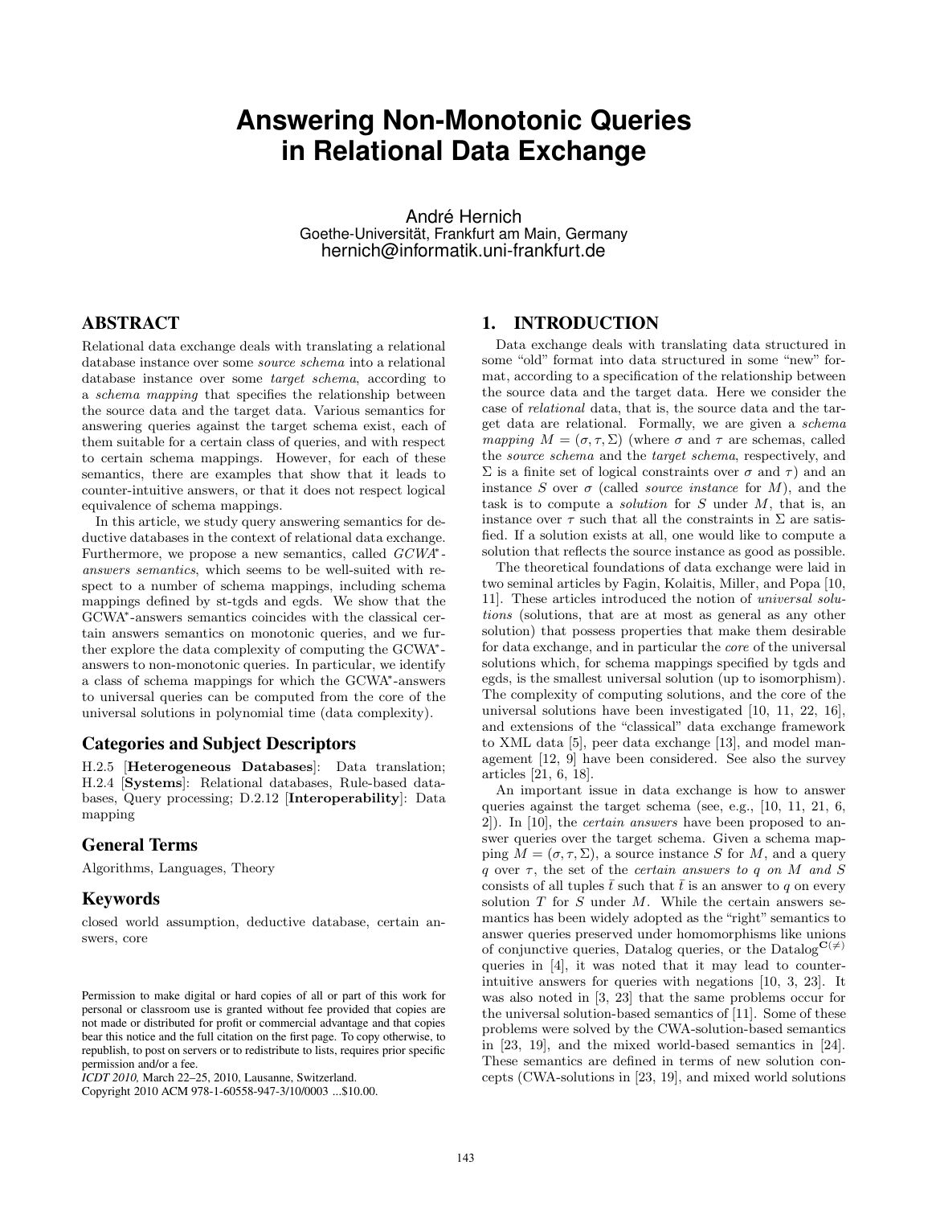# Answering Non-Monotonic Queries in Relational Data Exchange

André Hernich
Goethe-Universität, Frankfurt am Main, Germany
hernich@informatik.uni-frankfurt.de

## ABSTRACT

Relational data exchange deals with translating a relational database instance over some *source schema* into a relational database instance over some *target schema*, according to a *schema mapping* that specifies the relationship between the source data and the target data. Various semantics for answering queries against the target schema exist, each of them suitable for a certain class of queries, and with respect to certain schema mappings. However, for each of these semantics, there are examples that show that it leads to counter-intuitive answers, or that it does not respect logical equivalence of schema mappings.

In this article, we study query answering semantics for deductive databases in the context of relational data exchange. Furthermore, we propose a new semantics, called *GCWA\*-answers semantics*, which seems to be well-suited with respect to a number of schema mappings, including schema mappings defined by st-tgds and egds. We show that the GCWA\*-answers semantics coincides with the classical certain answers semantics on monotonic queries, and we further explore the data complexity of computing the GCWA\*-answers to non-monotonic queries. In particular, we identify a class of schema mappings for which the GCWA\*-answers to universal queries can be computed from the core of the universal solutions in polynomial time (data complexity).

### Categories and Subject Descriptors

H.2.5 [**Heterogeneous Databases**]: Data translation; H.2.4 [**Systems**]: Relational databases, Rule-based databases, Query processing; D.2.12 [**Interoperability**]: Data mapping

### General Terms

Algorithms, Languages, Theory

### Keywords

closed world assumption, deductive database, certain answers, core

Permission to make digital or hard copies of all or part of this work for personal or classroom use is granted without fee provided that copies are not made or distributed for profit or commercial advantage and that copies bear this notice and the full citation on the first page. To copy otherwise, to republish, to post on servers or to redistribute to lists, requires prior specific permission and/or a fee.
*ICDT 2010*, March 22–25, 2010, Lausanne, Switzerland.
Copyright 2010 ACM 978-1-60558-947-3/10/0003 ...$10.00.

## 1. INTRODUCTION

Data exchange deals with translating data structured in some "old" format into data structured in some "new" format, according to a specification of the relationship between the source data and the target data. Here we consider the case of *relational* data, that is, the source data and the target data are relational. Formally, we are given a *schema mapping* $M = (\sigma, \tau, \Sigma)$ (where $\sigma$ and $\tau$ are schemas, called the *source schema* and the *target schema*, respectively, and $\Sigma$ is a finite set of logical constraints over $\sigma$ and $\tau$) and an instance $S$ over $\sigma$ (called *source instance* for $M$), and the task is to compute a *solution* for $S$ under $M$, that is, an instance over $\tau$ such that all the constraints in $\Sigma$ are satisfied. If a solution exists at all, one would like to compute a solution that reflects the source instance as good as possible.

The theoretical foundations of data exchange were laid in two seminal articles by Fagin, Kolaitis, Miller, and Popa [10, 11]. These articles introduced the notion of *universal solutions* (solutions, that are at most as general as any other solution) that possess properties that make them desirable for data exchange, and in particular the *core* of the universal solutions which, for schema mappings specified by tgds and egds, is the smallest universal solution (up to isomorphism). The complexity of computing solutions, and the core of the universal solutions have been investigated [10, 11, 22, 16], and extensions of the "classical" data exchange framework to XML data [5], peer data exchange [13], and model management [12, 9] have been considered. See also the survey articles [21, 6, 18].

An important issue in data exchange is how to answer queries against the target schema (see, e.g., [10, 11, 21, 6, 2]). In [10], the *certain answers* have been proposed to answer queries over the target schema. Given a schema mapping $M = (\sigma, \tau, \Sigma)$, a source instance $S$ for $M$, and a query $q$ over $\tau$, the set of the *certain answers to $q$ on $M$ and $S$* consists of all tuples $\bar{t}$ such that $\bar{t}$ is an answer to $q$ on every solution $T$ for $S$ under $M$. While the certain answers semantics has been widely adopted as the "right" semantics to answer queries preserved under homomorphisms like unions of conjunctive queries, Datalog queries, or the $\text{Datalog}^{\mathbf{C}(\neq)}$ queries in [4], it was noted that it may lead to counter-intuitive answers for queries with negations [10, 3, 23]. It was also noted in [3, 23] that the same problems occur for the universal solution-based semantics of [11]. Some of these problems were solved by the CWA-solution-based semantics in [23, 19], and the mixed world-based semantics in [24]. These semantics are defined in terms of new solution concepts (CWA-solutions in [23, 19], and mixed world solutions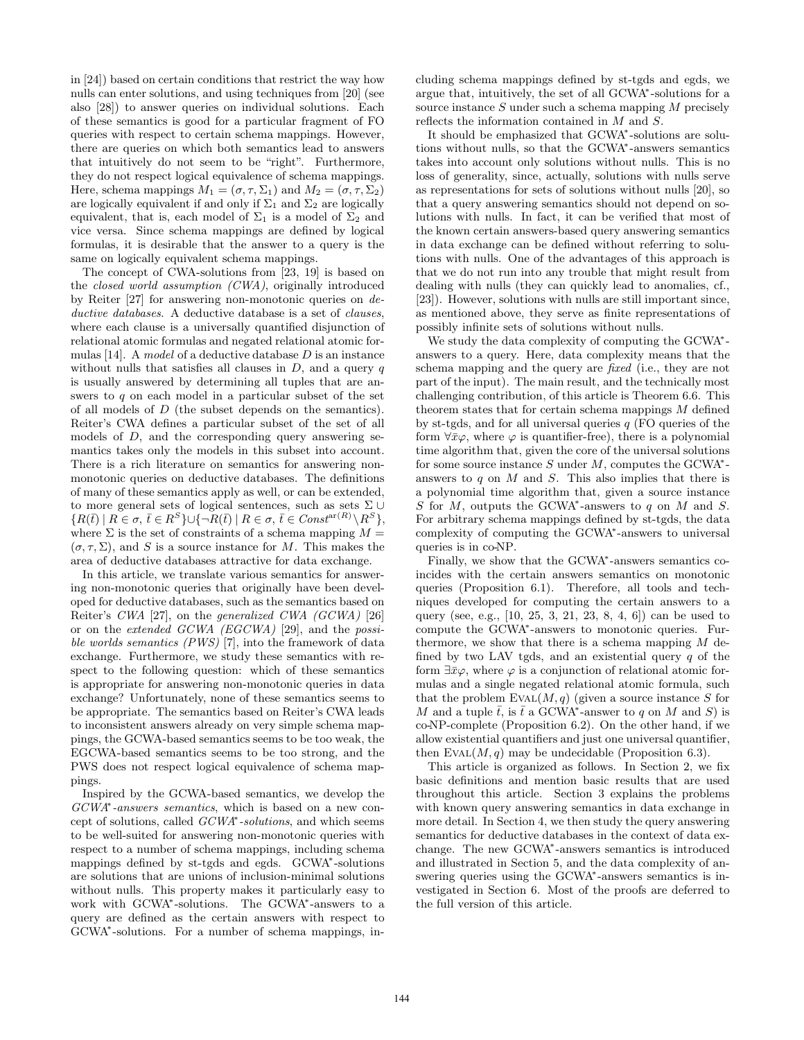in [24]) based on certain conditions that restrict the way how nulls can enter solutions, and using techniques from [20] (see also [28]) to answer queries on individual solutions. Each of these semantics is good for a particular fragment of FO queries with respect to certain schema mappings. However, there are queries on which both semantics lead to answers that intuitively do not seem to be "right". Furthermore, they do not respect logical equivalence of schema mappings. Here, schema mappings $M_1 = (\sigma, \tau, \Sigma_1)$ and $M_2 = (\sigma, \tau, \Sigma_2)$ are logically equivalent if and only if $\Sigma_1$ and $\Sigma_2$ are logically equivalent, that is, each model of $\Sigma_1$ is a model of $\Sigma_2$ and vice versa. Since schema mappings are defined by logical formulas, it is desirable that the answer to a query is the same on logically equivalent schema mappings.

The concept of CWA-solutions from [23, 19] is based on the *closed world assumption (CWA)*, originally introduced by Reiter [27] for answering non-monotonic queries on *deductive databases*. A deductive database is a set of *clauses*, where each clause is a universally quantified disjunction of relational atomic formulas and negated relational atomic formulas [14]. A *model* of a deductive database $D$ is an instance without nulls that satisfies all clauses in $D$, and a query $q$ is usually answered by determining all tuples that are answers to $q$ on each model in a particular subset of the set of all models of $D$ (the subset depends on the semantics). Reiter's CWA defines a particular subset of the set of all models of $D$, and the corresponding query answering semantics takes only the models in this subset into account. There is a rich literature on semantics for answering non-monotonic queries on deductive databases. The definitions of many of these semantics apply as well, or can be extended, to more general sets of logical sentences, such as sets $\Sigma \cup \{R(\bar{t}) \mid R \in \sigma, \bar{t} \in R^S\} \cup \{\neg R(\bar{t}) \mid R \in \sigma, \bar{t} \in Const^{\mathrm{ar}(R)} \setminus R^S\}$, where $\Sigma$ is the set of constraints of a schema mapping $M = (\sigma, \tau, \Sigma)$, and $S$ is a source instance for $M$. This makes the area of deductive databases attractive for data exchange.

In this article, we translate various semantics for answering non-monotonic queries that originally have been developed for deductive databases, such as the semantics based on Reiter's *CWA* [27], on the *generalized CWA (GCWA)* [26] or on the *extended GCWA (EGCWA)* [29], and the *possible worlds semantics (PWS)* [7], into the framework of data exchange. Furthermore, we study these semantics with respect to the following question: which of these semantics is appropriate for answering non-monotonic queries in data exchange? Unfortunately, none of these semantics seems to be appropriate. The semantics based on Reiter's CWA leads to inconsistent answers already on very simple schema mappings, the GCWA-based semantics seems to be too weak, the EGCWA-based semantics seems to be too strong, and the PWS does not respect logical equivalence of schema mappings.

Inspired by the GCWA-based semantics, we develop the *GCWA\*-answers semantics*, which is based on a new concept of solutions, called *GCWA\*-solutions*, and which seems to be well-suited for answering non-monotonic queries with respect to a number of schema mappings, including schema mappings defined by st-tgds and egds. GCWA*-solutions are solutions that are unions of inclusion-minimal solutions without nulls. This property makes it particularly easy to work with GCWA*-solutions. The GCWA*-answers to a query are defined as the certain answers with respect to GCWA*-solutions. For a number of schema mappings, including schema mappings defined by st-tgds and egds, we argue that, intuitively, the set of all GCWA*-solutions for a source instance $S$ under such a schema mapping $M$ precisely reflects the information contained in $M$ and $S$.

It should be emphasized that GCWA*-solutions are solutions without nulls, so that the GCWA*-answers semantics takes into account only solutions without nulls. This is no loss of generality, since, actually, solutions with nulls serve as representations for sets of solutions without nulls [20], so that a query answering semantics should not depend on solutions with nulls. In fact, it can be verified that most of the known certain answers-based query answering semantics in data exchange can be defined without referring to solutions with nulls. One of the advantages of this approach is that we do not run into any trouble that might result from dealing with nulls (they can quickly lead to anomalies, cf., [23]). However, solutions with nulls are still important since, as mentioned above, they serve as finite representations of possibly infinite sets of solutions without nulls.

We study the data complexity of computing the GCWA*-answers to a query. Here, data complexity means that the schema mapping and the query are *fixed* (i.e., they are not part of the input). The main result, and the technically most challenging contribution, of this article is Theorem 6.6. This theorem states that for certain schema mappings $M$ defined by st-tgds, and for all universal queries $q$ (FO queries of the form $\forall \bar{x} \varphi$, where $\varphi$ is quantifier-free), there is a polynomial time algorithm that, given the core of the universal solutions for some source instance $S$ under $M$, computes the GCWA*-answers to $q$ on $M$ and $S$. This also implies that there is a polynomial time algorithm that, given a source instance $S$ for $M$, outputs the GCWA*-answers to $q$ on $M$ and $S$. For arbitrary schema mappings defined by st-tgds, the data complexity of computing the GCWA*-answers to universal queries is in co-NP.

Finally, we show that the GCWA*-answers semantics coincides with the certain answers semantics on monotonic queries (Proposition 6.1). Therefore, all tools and techniques developed for computing the certain answers to a query (see, e.g., [10, 25, 3, 21, 23, 8, 4, 6]) can be used to compute the GCWA*-answers to monotonic queries. Furthermore, we show that there is a schema mapping $M$ defined by two LAV tgds, and an existential query $q$ of the form $\exists \bar{x} \varphi$, where $\varphi$ is a conjunction of relational atomic formulas and a single negated relational atomic formula, such that the problem $\text{Eval}(M, q)$ (given a source instance $S$ for $M$ and a tuple $\bar{t}$, is $\bar{t}$ a GCWA*-answer to $q$ on $M$ and $S$) is co-NP-complete (Proposition 6.2). On the other hand, if we allow existential quantifiers and just one universal quantifier, then $\text{Eval}(M, q)$ may be undecidable (Proposition 6.3).

This article is organized as follows. In Section 2, we fix basic definitions and mention basic results that are used throughout this article. Section 3 explains the problems with known query answering semantics in data exchange in more detail. In Section 4, we then study the query answering semantics for deductive databases in the context of data exchange. The new GCWA*-answers semantics is introduced and illustrated in Section 5, and the data complexity of answering queries using the GCWA*-answers semantics is investigated in Section 6. Most of the proofs are deferred to the full version of this article.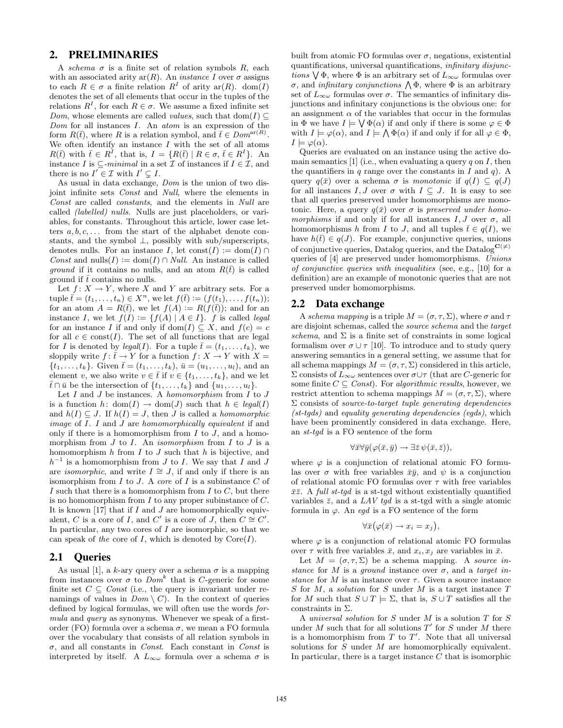## 2. PRELIMINARIES

A *schema* $\sigma$ is a finite set of relation symbols $R$, each with an associated arity $\mathrm{ar}(R)$. An *instance* $I$ over $\sigma$ assigns to each $R \in \sigma$ a finite relation $R^I$ of arity $\mathrm{ar}(R)$. $\mathrm{dom}(I)$ denotes the set of all elements that occur in the tuples of the relations $R^I$, for each $R \in \sigma$. We assume a fixed infinite set *Dom*, whose elements are called *values*, such that $\mathrm{dom}(I) \subseteq Dom$ for all instances $I$. An *atom* is an expression of the form $R(\bar{t})$, where $R$ is a relation symbol, and $\bar{t} \in Dom^{\mathrm{ar}(R)}$. We often identify an instance $I$ with the set of all atoms $R(\bar{t})$ with $\bar{t} \in R^I$, that is, $I = \{R(\bar{t}) \mid R \in \sigma, \bar{t} \in R^I\}$. An instance $I$ is $\subseteq$*-minimal* in a set $\mathcal{I}$ of instances if $I \in \mathcal{I}$, and there is no $I' \in \mathcal{I}$ with $I' \subsetneq I$.

As usual in data exchange, *Dom* is the union of two disjoint infinite sets *Const* and *Null*, where the elements in *Const* are called *constants*, and the elements in *Null* are called *(labelled) nulls*. Nulls are just placeholders, or variables, for constants. Throughout this article, lower case letters $a, b, c, \ldots$ from the start of the alphabet denote constants, and the symbol $\bot$, possibly with sub/superscripts, denotes nulls. For an instance $I$, let $\mathrm{const}(I) := \mathrm{dom}(I) \cap Const$ and $\mathrm{nulls}(I) := \mathrm{dom}(I) \cap Null$. An instance is called *ground* if it contains no nulls, and an atom $R(\bar{t})$ is called ground if $\bar{t}$ contains no nulls.

Let $f: X \to Y$, where $X$ and $Y$ are arbitrary sets. For a tuple $\bar{t} = (t_1, \ldots, t_n) \in X^n$, we let $f(\bar{t}) := (f(t_1), \ldots, f(t_n))$; for an atom $A = R(\bar{t})$, we let $f(A) := R(f(\bar{t}))$; and for an instance $I$, we let $f(I) := \{f(A) \mid A \in I\}$. $f$ is called *legal* for an instance $I$ if and only if $\mathrm{dom}(I) \subseteq X$, and $f(c) = c$ for all $c \in \mathrm{const}(I)$. The set of all functions that are legal for $I$ is denoted by *legal*$(I)$. For a tuple $\bar{t} = (t_1, \ldots, t_k)$, we sloppily write $f: \bar{t} \to Y$ for a function $f: X \to Y$ with $X = \{t_1, \ldots, t_k\}$. Given $\bar{t} = (t_1, \ldots, t_k)$, $\bar{u} = (u_1, \ldots, u_l)$, and an element $v$, we also write $v \in \bar{t}$ if $v \in \{t_1, \ldots, t_k\}$, and we let $\bar{t} \cap \bar{u}$ be the intersection of $\{t_1, \ldots, t_k\}$ and $\{u_1, \ldots, u_l\}$.

Let $I$ and $J$ be instances. A *homomorphism* from $I$ to $J$ is a function $h: \mathrm{dom}(I) \to \mathrm{dom}(J)$ such that $h \in legal(I)$ and $h(I) \subseteq J$. If $h(I) = J$, then $J$ is called a *homomorphic image* of $I$. $I$ and $J$ are *homomorphically equivalent* if and only if there is a homomorphism from $I$ to $J$, and a homomorphism from $J$ to $I$. An *isomorphism* from $I$ to $J$ is a homomorphism $h$ from $I$ to $J$ such that $h$ is bijective, and $h^{-1}$ is a homomorphism from $J$ to $I$. We say that $I$ and $J$ are *isomorphic*, and write $I \cong J$, if and only if there is an isomorphism from $I$ to $J$. A *core* of $I$ is a subinstance $C$ of $I$ such that there is a homomorphism from $I$ to $C$, but there is no homomorphism from $I$ to any proper subinstance of $C$. It is known [17] that if $I$ and $J$ are homomorphically equivalent, $C$ is a core of $I$, and $C'$ is a core of $J$, then $C \cong C'$. In particular, any two cores of $I$ are isomorphic, so that we can speak of *the* core of $I$, which is denoted by $\mathrm{Core}(I)$.

### 2.1 Queries

As usual [1], a $k$-ary query over a schema $\sigma$ is a mapping from instances over $\sigma$ to $Dom^k$ that is $C$-generic for some finite set $C \subseteq Const$ (i.e., the query is invariant under renamings of values in $Dom \setminus C$). In the context of queries defined by logical formulas, we will often use the words *formula* and *query* as synonyms. Whenever we speak of a first-order (FO) formula over a schema $\sigma$, we mean a FO formula over the vocabulary that consists of all relation symbols in $\sigma$, and all constants in *Const*. Each constant in *Const* is interpreted by itself. A $L_{\infty\omega}$ formula over a schema $\sigma$ is built from atomic FO formulas over $\sigma$, negations, existential quantifications, universal quantifications, *infinitary disjunctions* $\bigvee \Phi$, where $\Phi$ is an arbitrary set of $L_{\infty\omega}$ formulas over $\sigma$, and *infinitary conjunctions* $\bigwedge \Phi$, where $\Phi$ is an arbitrary set of $L_{\infty\omega}$ formulas over $\sigma$. The semantics of infinitary disjunctions and infinitary conjunctions is the obvious one: for an assignment $\alpha$ of the variables that occur in the formulas in $\Phi$ we have $I \models \bigvee \Phi(\alpha)$ if and only if there is some $\varphi \in \Phi$ with $I \models \varphi(\alpha)$, and $I \models \bigwedge \Phi(\alpha)$ if and only if for all $\varphi \in \Phi$, $I \models \varphi(\alpha)$.

Queries are evaluated on an instance using the active domain semantics [1] (i.e., when evaluating a query $q$ on $I$, then the quantifiers in $q$ range over the constants in $I$ and $q$). A query $q(\bar{x})$ over a schema $\sigma$ is *monotonic* if $q(I) \subseteq q(J)$ for all instances $I, J$ over $\sigma$ with $I \subseteq J$. It is easy to see that all queries preserved under homomorphisms are monotonic. Here, a query $q(\bar{x})$ over $\sigma$ is *preserved under homomorphisms* if and only if for all instances $I, J$ over $\sigma$, all homomorphisms $h$ from $I$ to $J$, and all tuples $\bar{t} \in q(I)$, we have $h(\bar{t}) \in q(J)$. For example, conjunctive queries, unions of conjunctive queries, Datalog queries, and the $\mathrm{Datalog}^{\mathbf{C}(\neq)}$ queries of [4] are preserved under homomorphisms. *Unions of conjunctive queries with inequalities* (see, e.g., [10] for a definition) are an example of monotonic queries that are not preserved under homomorphisms.

### 2.2 Data exchange

A *schema mapping* is a triple $M = (\sigma, \tau, \Sigma)$, where $\sigma$ and $\tau$ are disjoint schemas, called the *source schema* and the *target schema*, and $\Sigma$ is a finite set of constraints in some logical formalism over $\sigma \cup \tau$ [10]. To introduce and to study query answering semantics in a general setting, we assume that for all schema mappings $M = (\sigma, \tau, \Sigma)$ considered in this article, $\Sigma$ consists of $L_{\infty\omega}$ sentences over $\sigma \cup \tau$ (that are $C$-generic for some finite $C \subseteq Const$). For *algorithmic results*, however, we restrict attention to schema mappings $M = (\sigma, \tau, \Sigma)$, where $\Sigma$ consists of *source-to-target tuple generating dependencies (st-tgds)* and *equality generating dependencies (egds)*, which have been prominently considered in data exchange. Here, an *st-tgd* is a FO sentence of the form

$$\forall \bar{x} \forall \bar{y} (\varphi(\bar{x}, \bar{y}) \to \exists \bar{z}\, \psi(\bar{x}, \bar{z})),$$

where $\varphi$ is a conjunction of relational atomic FO formulas over $\sigma$ with free variables $\bar{x}\bar{y}$, and $\psi$ is a conjunction of relational atomic FO formulas over $\tau$ with free variables $\bar{x}\bar{z}$. A *full st-tgd* is a st-tgd without existentially quantified variables $\bar{z}$, and a *LAV tgd* is a st-tgd with a single atomic formula in $\varphi$. An *egd* is a FO sentence of the form

$$\forall \bar{x} \big(\varphi(\bar{x}) \to x_i = x_j\big),$$

where $\varphi$ is a conjunction of relational atomic FO formulas over $\tau$ with free variables $\bar{x}$, and $x_i, x_j$ are variables in $\bar{x}$.

Let $M = (\sigma, \tau, \Sigma)$ be a schema mapping. A *source instance* for $M$ is a *ground* instance over $\sigma$, and a *target instance* for $M$ is an instance over $\tau$. Given a source instance $S$ for $M$, a *solution* for $S$ under $M$ is a target instance $T$ for $M$ such that $S \cup T \models \Sigma$, that is, $S \cup T$ satisfies all the constraints in $\Sigma$.

A *universal solution* for $S$ under $M$ is a solution $T$ for $S$ under $M$ such that for all solutions $T'$ for $S$ under $M$ there is a homomorphism from $T$ to $T'$. Note that all universal solutions for $S$ under $M$ are homomorphically equivalent. In particular, there is a target instance $C$ that is isomorphic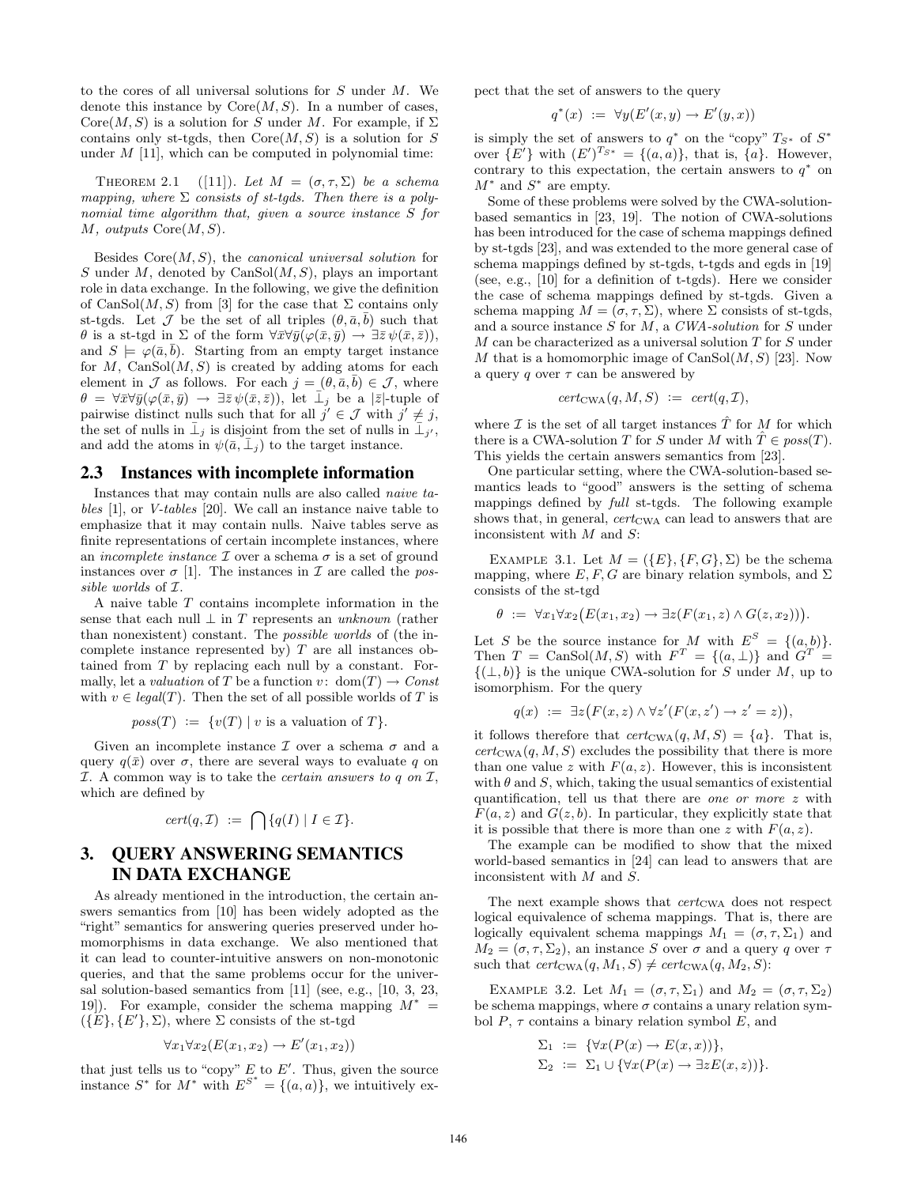to the cores of all universal solutions for $S$ under $M$. We denote this instance by $\mathrm{Core}(M, S)$. In a number of cases, $\mathrm{Core}(M, S)$ is a solution for $S$ under $M$. For example, if $\Sigma$ contains only st-tgds, then $\mathrm{Core}(M, S)$ is a solution for $S$ under $M$ [11], which can be computed in polynomial time:

THEOREM 2.1 ([11]). *Let $M = (\sigma, \tau, \Sigma)$ be a schema mapping, where $\Sigma$ consists of st-tgds. Then there is a polynomial time algorithm that, given a source instance $S$ for $M$, outputs $\mathrm{Core}(M, S)$.*

Besides $\mathrm{Core}(M, S)$, the *canonical universal solution* for $S$ under $M$, denoted by $\mathrm{CanSol}(M, S)$, plays an important role in data exchange. In the following, we give the definition of $\mathrm{CanSol}(M, S)$ from [3] for the case that $\Sigma$ contains only st-tgds. Let $\mathcal{J}$ be the set of all triples $(\theta, \bar{a}, \bar{b})$ such that $\theta$ is a st-tgd in $\Sigma$ of the form $\forall\bar{x}\forall\bar{y}(\varphi(\bar{x}, \bar{y}) \to \exists\bar{z}\,\psi(\bar{x}, \bar{z}))$, and $S \models \varphi(\bar{a}, \bar{b})$. Starting from an empty target instance for $M$, $\mathrm{CanSol}(M, S)$ is created by adding atoms for each element in $\mathcal{J}$ as follows. For each $j = (\theta, \bar{a}, \bar{b}) \in \mathcal{J}$, where $\theta = \forall\bar{x}\forall\bar{y}(\varphi(\bar{x}, \bar{y}) \to \exists\bar{z}\,\psi(\bar{x}, \bar{z}))$, let $\bar{\bot}_j$ be a $|\bar{z}|$-tuple of pairwise distinct nulls such that for all $j' \in \mathcal{J}$ with $j' \neq j$, the set of nulls in $\bar{\bot}_j$ is disjoint from the set of nulls in $\bar{\bot}_{j'}$, and add the atoms in $\psi(\bar{a}, \bar{\bot}_j)$ to the target instance.

## 2.3 Instances with incomplete information

Instances that may contain nulls are also called *naive tables* [1], or *V-tables* [20]. We call an instance naive table to emphasize that it may contain nulls. Naive tables serve as finite representations of certain incomplete instances, where an *incomplete instance* $\mathcal{I}$ over a schema $\sigma$ is a set of ground instances over $\sigma$ [1]. The instances in $\mathcal{I}$ are called the *possible worlds* of $\mathcal{I}$.

A naive table $T$ contains incomplete information in the sense that each null $\bot$ in $T$ represents an *unknown* (rather than nonexistent) constant. The *possible worlds* of (the incomplete instance represented by) $T$ are all instances obtained from $T$ by replacing each null by a constant. Formally, let a *valuation* of $T$ be a function $v\colon \mathrm{dom}(T) \to \mathit{Const}$ with $v \in \mathit{legal}(T)$. Then the set of all possible worlds of $T$ is

$$\mathit{poss}(T) \;:=\; \{v(T) \mid v \text{ is a valuation of } T\}.$$

Given an incomplete instance $\mathcal{I}$ over a schema $\sigma$ and a query $q(\bar{x})$ over $\sigma$, there are several ways to evaluate $q$ on $\mathcal{I}$. A common way is to take the *certain answers to $q$ on $\mathcal{I}$*, which are defined by

$$\mathit{cert}(q, \mathcal{I}) \;:=\; \bigcap\{q(I) \mid I \in \mathcal{I}\}.$$

# 3. QUERY ANSWERING SEMANTICS IN DATA EXCHANGE

As already mentioned in the introduction, the certain answers semantics from [10] has been widely adopted as the "right" semantics for answering queries preserved under homomorphisms in data exchange. We also mentioned that it can lead to counter-intuitive answers on non-monotonic queries, and that the same problems occur for the universal solution-based semantics from [11] (see, e.g., [10, 3, 23, 19]). For example, consider the schema mapping $M^* = (\{E\}, \{E'\}, \Sigma)$, where $\Sigma$ consists of the st-tgd

$$\forall x_1 x_2 (E(x_1, x_2) \to E'(x_1, x_2))$$

that just tells us to "copy" $E$ to $E'$. Thus, given the source instance $S^*$ for $M^*$ with $E^{S^*} = \{(a, a)\}$, we intuitively expect that the set of answers to the query

$$q^*(x) \;:=\; \forall y(E'(x, y) \to E'(y, x))$$

is simply the set of answers to $q^*$ on the "copy" $T_{S^*}$ of $S^*$ over $\{E'\}$ with $(E')^{T_{S^*}} = \{(a, a)\}$, that is, $\{a\}$. However, contrary to this expectation, the certain answers to $q^*$ on $M^*$ and $S^*$ are empty.

Some of these problems were solved by the CWA-solution-based semantics in [23, 19]. The notion of CWA-solutions has been introduced for the case of schema mappings defined by st-tgds [23], and was extended to the more general case of schema mappings defined by st-tgds, t-tgds and egds in [19] (see, e.g., [10] for a definition of t-tgds). Here we consider the case of schema mappings defined by st-tgds. Given a schema mapping $M = (\sigma, \tau, \Sigma)$, where $\Sigma$ consists of st-tgds, and a source instance $S$ for $M$, a *CWA-solution* for $S$ under $M$ can be characterized as a universal solution $T$ for $S$ under $M$ that is a homomorphic image of $\mathrm{CanSol}(M, S)$ [23]. Now a query $q$ over $\tau$ can be answered by

$$\mathit{cert}_{\mathrm{CWA}}(q, M, S) \;:=\; \mathit{cert}(q, \mathcal{I}),$$

where $\mathcal{I}$ is the set of all target instances $\hat{T}$ for $M$ for which there is a CWA-solution $T$ for $S$ under $M$ with $\hat{T} \in \mathit{poss}(T)$. This yields the certain answers semantics from [23].

One particular setting, where the CWA-solution-based semantics leads to "good" answers is the setting of schema mappings defined by *full* st-tgds. The following example shows that, in general, $\mathit{cert}_{\mathrm{CWA}}$ can lead to answers that are inconsistent with $M$ and $S$:

EXAMPLE 3.1. Let $M = (\{E\}, \{F, G\}, \Sigma)$ be the schema mapping, where $E, F, G$ are binary relation symbols, and $\Sigma$ consists of the st-tgd

$$\theta \;:=\; \forall x_1 \forall x_2 \big(E(x_1, x_2) \to \exists z (F(x_1, z) \wedge G(z, x_2))\big).$$

Let $S$ be the source instance for $M$ with $E^S = \{(a, b)\}$. Then $T = \mathrm{CanSol}(M, S)$ with $F^T = \{(a, \bot)\}$ and $G^T = \{(\bot, b)\}$ is the unique CWA-solution for $S$ under $M$, up to isomorphism. For the query

$$q(x) \;:=\; \exists z \big(F(x, z) \wedge \forall z'(F(x, z') \to z' = z)\big),$$

it follows therefore that $\mathit{cert}_{\mathrm{CWA}}(q, M, S) = \{a\}$. That is, $\mathit{cert}_{\mathrm{CWA}}(q, M, S)$ excludes the possibility that there is more than one value $z$ with $F(a, z)$. However, this is inconsistent with $\theta$ and $S$, which, taking the usual semantics of existential quantification, tell us that there are *one or more* $z$ with $F(a, z)$ and $G(z, b)$. In particular, they explicitly state that it is possible that there is more than one $z$ with $F(a, z)$.

The example can be modified to show that the mixed world-based semantics in [24] can lead to answers that are inconsistent with $M$ and $S$.

The next example shows that $\mathit{cert}_{\mathrm{CWA}}$ does not respect logical equivalence of schema mappings. That is, there are logically equivalent schema mappings $M_1 = (\sigma, \tau, \Sigma_1)$ and $M_2 = (\sigma, \tau, \Sigma_2)$, an instance $S$ over $\sigma$ and a query $q$ over $\tau$ such that $\mathit{cert}_{\mathrm{CWA}}(q, M_1, S) \neq \mathit{cert}_{\mathrm{CWA}}(q, M_2, S)$:

EXAMPLE 3.2. Let $M_1 = (\sigma, \tau, \Sigma_1)$ and $M_2 = (\sigma, \tau, \Sigma_2)$ be schema mappings, where $\sigma$ contains a unary relation symbol $P$, $\tau$ contains a binary relation symbol $E$, and

$$\Sigma_1 \;:=\; \{\forall x(P(x) \to E(x, x))\},$$
$$\Sigma_2 \;:=\; \Sigma_1 \cup \{\forall x(P(x) \to \exists z E(x, z))\}.$$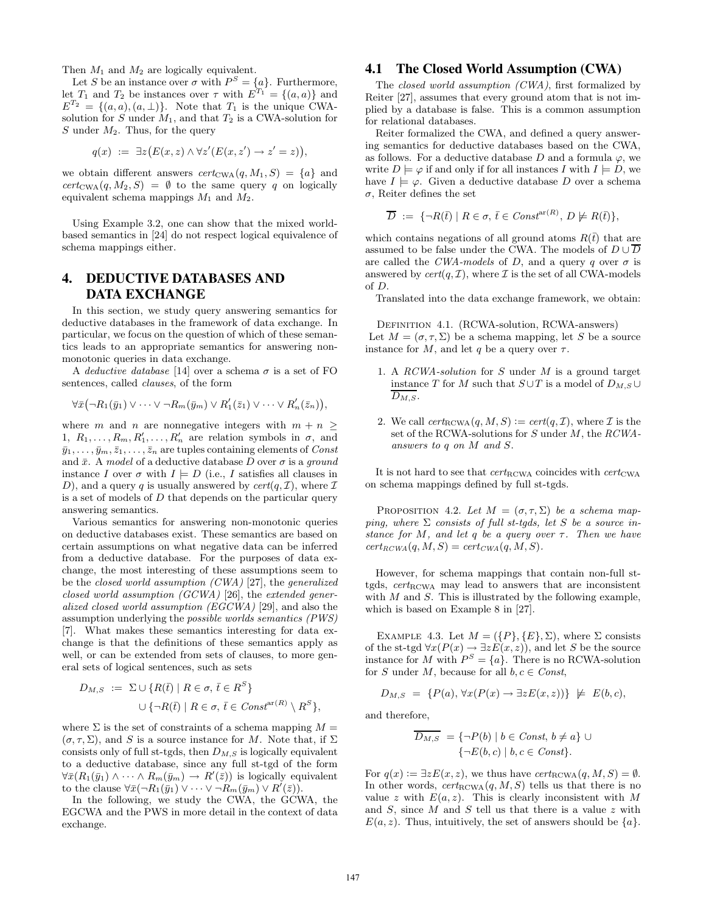Then $M_1$ and $M_2$ are logically equivalent.

Let $S$ be an instance over $\sigma$ with $P^S = \{a\}$. Furthermore, let $T_1$ and $T_2$ be instances over $\tau$ with $E^{T_1} = \{(a,a)\}$ and $E^{T_2} = \{(a,a),(a,\bot)\}$. Note that $T_1$ is the unique CWA-solution for $S$ under $M_1$, and that $T_2$ is a CWA-solution for $S$ under $M_2$. Thus, for the query

$$q(x) \;:=\; \exists z\big(E(x,z) \wedge \forall z'(E(x,z') \rightarrow z' = z)\big),$$

we obtain different answers $cert_{\text{CWA}}(q, M_1, S) = \{a\}$ and $cert_{\text{CWA}}(q, M_2, S) = \emptyset$ to the same query $q$ on logically equivalent schema mappings $M_1$ and $M_2$.

Using Example 3.2, one can show that the mixed world-based semantics in [24] do not respect logical equivalence of schema mappings either.

## 4. DEDUCTIVE DATABASES AND DATA EXCHANGE

In this section, we study query answering semantics for deductive databases in the framework of data exchange. In particular, we focus on the question of which of these semantics leads to an appropriate semantics for answering non-monotonic queries in data exchange.

A *deductive database* [14] over a schema $\sigma$ is a set of FO sentences, called *clauses*, of the form

$$\forall \bar{x}\big(\neg R_1(\bar{y}_1) \vee \cdots \vee \neg R_m(\bar{y}_m) \vee R'_1(\bar{z}_1) \vee \cdots \vee R'_n(\bar{z}_n)\big),$$

where $m$ and $n$ are nonnegative integers with $m + n \geq 1$, $R_1, \ldots, R_m, R'_1, \ldots, R'_n$ are relation symbols in $\sigma$, and $\bar{y}_1, \ldots, \bar{y}_m, \bar{z}_1, \ldots, \bar{z}_n$ are tuples containing elements of *Const* and $\bar{x}$. A *model* of a deductive database $D$ over $\sigma$ is a *ground* instance $I$ over $\sigma$ with $I \models D$ (i.e., $I$ satisfies all clauses in $D$), and a query $q$ is usually answered by $cert(q, \mathcal{I})$, where $\mathcal{I}$ is a set of models of $D$ that depends on the particular query answering semantics.

Various semantics for answering non-monotonic queries on deductive databases exist. These semantics are based on certain assumptions on what negative data can be inferred from a deductive database. For the purposes of data exchange, the most interesting of these assumptions seem to be the *closed world assumption (CWA)* [27], the *generalized closed world assumption (GCWA)* [26], the *extended generalized closed world assumption (EGCWA)* [29], and also the assumption underlying the *possible worlds semantics (PWS)* [7]. What makes these semantics interesting for data exchange is that the definitions of these semantics apply as well, or can be extended from sets of clauses, to more general sets of logical sentences, such as sets

$$\begin{aligned} D_{M,S} \;:=\; & \Sigma \cup \{R(\bar{t}) \mid R \in \sigma,\, \bar{t} \in R^S\} \\ & \cup \{\neg R(\bar{t}) \mid R \in \sigma,\, \bar{t} \in Const^{\text{ar}(R)} \setminus R^S\}, \end{aligned}$$

where $\Sigma$ is the set of constraints of a schema mapping $M = (\sigma, \tau, \Sigma)$, and $S$ is a source instance for $M$. Note that, if $\Sigma$ consists only of full st-tgds, then $D_{M,S}$ is logically equivalent to a deductive database, since any full st-tgd of the form $\forall \bar{x}(R_1(\bar{y}_1) \wedge \cdots \wedge R_m(\bar{y}_m) \rightarrow R'(\bar{z}))$ is logically equivalent to the clause $\forall \bar{x}(\neg R_1(\bar{y}_1) \vee \cdots \vee \neg R_m(\bar{y}_m) \vee R'(\bar{z}))$.

In the following, we study the CWA, the GCWA, the EGCWA and the PWS in more detail in the context of data exchange.

### 4.1 The Closed World Assumption (CWA)

The *closed world assumption (CWA)*, first formalized by Reiter [27], assumes that every ground atom that is not implied by a database is false. This is a common assumption for relational databases.

Reiter formalized the CWA, and defined a query answering semantics for deductive databases based on the CWA, as follows. For a deductive database $D$ and a formula $\varphi$, we write $D \models \varphi$ if and only if for all instances $I$ with $I \models D$, we have $I \models \varphi$. Given a deductive database $D$ over a schema $\sigma$, Reiter defines the set

$$\overline{D} \;:=\; \{\neg R(\bar{t}) \mid R \in \sigma,\, \bar{t} \in Const^{\text{ar}(R)},\, D \not\models R(\bar{t})\},$$

which contains negations of all ground atoms $R(\bar{t})$ that are assumed to be false under the CWA. The models of $D \cup \overline{D}$ are called the *CWA-models* of $D$, and a query $q$ over $\sigma$ is answered by $cert(q, \mathcal{I})$, where $\mathcal{I}$ is the set of all CWA-models of $D$.

Translated into the data exchange framework, we obtain:

Definition 4.1. (RCWA-solution, RCWA-answers) Let $M = (\sigma, \tau, \Sigma)$ be a schema mapping, let $S$ be a source instance for $M$, and let $q$ be a query over $\tau$.

1. A *RCWA-solution* for $S$ under $M$ is a ground target instance $T$ for $M$ such that $S \cup T$ is a model of $D_{M,S} \cup \overline{D_{M,S}}$.
2. We call $cert_{\text{RCWA}}(q, M, S) := cert(q, \mathcal{I})$, where $\mathcal{I}$ is the set of the RCWA-solutions for $S$ under $M$, the *RCWA-answers to $q$ on $M$ and $S$*.

It is not hard to see that $cert_{\text{RCWA}}$ coincides with $cert_{\text{CWA}}$ on schema mappings defined by full st-tgds.

Proposition 4.2. *Let $M = (\sigma, \tau, \Sigma)$ be a schema mapping, where $\Sigma$ consists of full st-tgds, let $S$ be a source instance for $M$, and let $q$ be a query over $\tau$. Then we have $cert_{RCWA}(q, M, S) = cert_{CWA}(q, M, S)$.*

However, for schema mappings that contain non-full st-tgds, $cert_{\text{RCWA}}$ may lead to answers that are inconsistent with $M$ and $S$. This is illustrated by the following example, which is based on Example 8 in [27].

Example 4.3. Let $M = (\{P\}, \{E\}, \Sigma)$, where $\Sigma$ consists of the st-tgd $\forall x(P(x) \rightarrow \exists z E(x,z))$, and let $S$ be the source instance for $M$ with $P^S = \{a\}$. There is no RCWA-solution for $S$ under $M$, because for all $b, c \in Const$,

$$D_{M,S} \;=\; \{P(a),\, \forall x(P(x) \rightarrow \exists z E(x,z))\} \;\not\models\; E(b,c),$$

and therefore,

$$\begin{aligned} \overline{D_{M,S}} \;=\; & \{\neg P(b) \mid b \in Const,\, b \neq a\} \cup \\ & \{\neg E(b,c) \mid b, c \in Const\}. \end{aligned}$$

For $q(x) := \exists z E(x,z)$, we thus have $cert_{\text{RCWA}}(q, M, S) = \emptyset$. In other words, $cert_{\text{RCWA}}(q, M, S)$ tells us that there is no value $z$ with $E(a,z)$. This is clearly inconsistent with $M$ and $S$, since $M$ and $S$ tell us that there is a value $z$ with $E(a,z)$. Thus, intuitively, the set of answers should be $\{a\}$.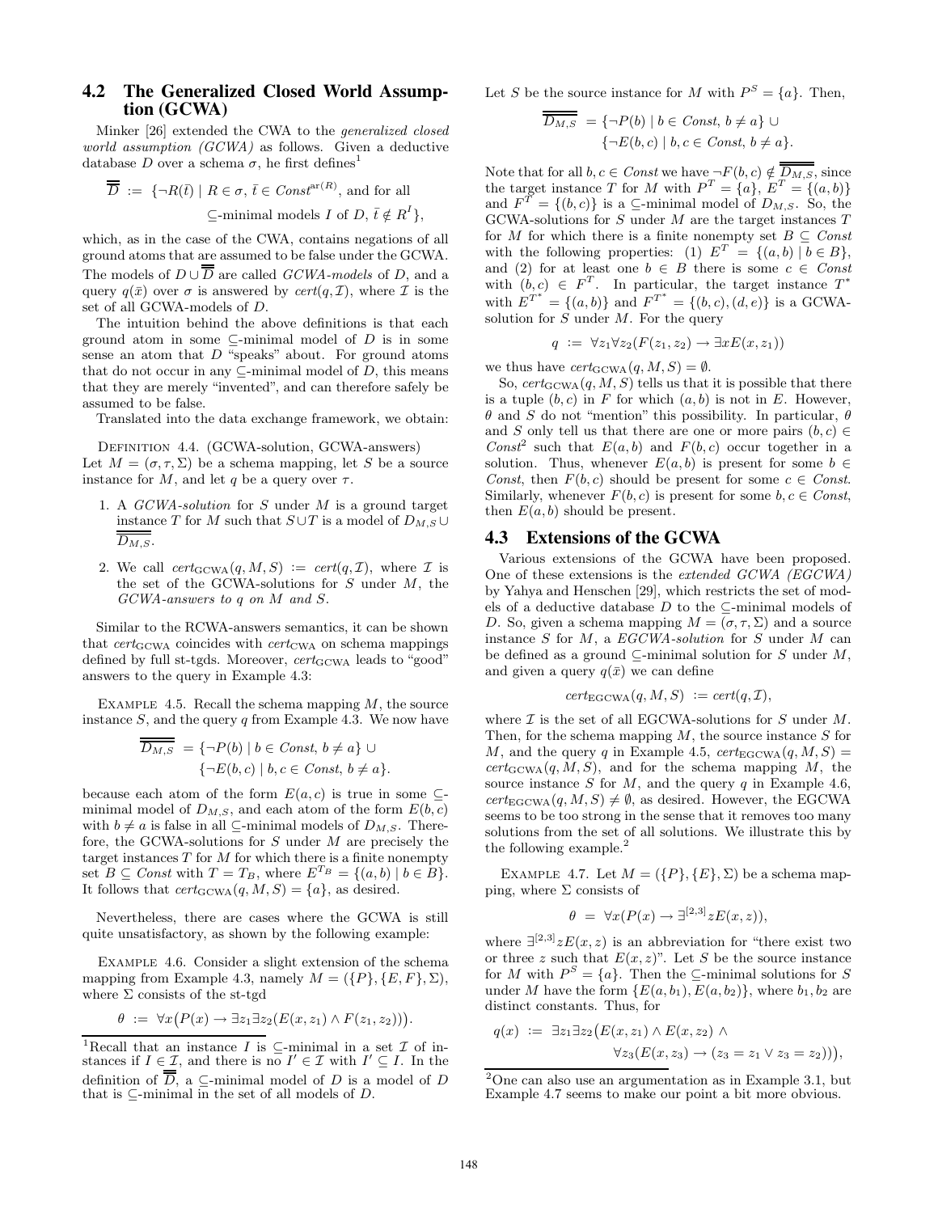## 4.2 The Generalized Closed World Assumption (GCWA)

Minker [26] extended the CWA to the *generalized closed world assumption (GCWA)* as follows. Given a deductive database $D$ over a schema $\sigma$, he first defines[1]

$$\overline{\overline{D}} \;:=\; \{\neg R(\bar{t}) \mid R \in \sigma,\, \bar{t} \in Const^{\mathrm{ar}(R)}, \text{ and for all } \subseteq\text{-minimal models } I \text{ of } D,\ \bar{t} \notin R^I\},$$

which, as in the case of the CWA, contains negations of all ground atoms that are assumed to be false under the GCWA. The models of $D \cup \overline{\overline{D}}$ are called *GCWA-models* of $D$, and a query $q(\bar{x})$ over $\sigma$ is answered by $cert(q, \mathcal{I})$, where $\mathcal{I}$ is the set of all GCWA-models of $D$.

The intuition behind the above definitions is that each ground atom in some $\subseteq$-minimal model of $D$ is in some sense an atom that $D$ "speaks" about. For ground atoms that do not occur in any $\subseteq$-minimal model of $D$, this means that they are merely "invented", and can therefore safely be assumed to be false.

Translated into the data exchange framework, we obtain:

Definition 4.4. (GCWA-solution, GCWA-answers) Let $M = (\sigma, \tau, \Sigma)$ be a schema mapping, let $S$ be a source instance for $M$, and let $q$ be a query over $\tau$.

1. A *GCWA-solution* for $S$ under $M$ is a ground target instance $T$ for $M$ such that $S \cup T$ is a model of $D_{M,S} \cup \overline{\overline{D_{M,S}}}$.
2. We call $cert_{\mathrm{GCWA}}(q, M, S) := cert(q, \mathcal{I})$, where $\mathcal{I}$ is the set of the GCWA-solutions for $S$ under $M$, the *GCWA-answers to $q$ on $M$ and $S$*.

Similar to the RCWA-answers semantics, it can be shown that $cert_{\mathrm{GCWA}}$ coincides with $cert_{\mathrm{CWA}}$ on schema mappings defined by full st-tgds. Moreover, $cert_{\mathrm{GCWA}}$ leads to "good" answers to the query in Example 4.3:

Example 4.5. Recall the schema mapping $M$, the source instance $S$, and the query $q$ from Example 4.3. We now have

$$\overline{\overline{D_{M,S}}} \;=\; \{\neg P(b) \mid b \in Const,\, b \neq a\} \;\cup\; \{\neg E(b, c) \mid b, c \in Const,\, b \neq a\}.$$

because each atom of the form $E(a, c)$ is true in some $\subseteq$-minimal model of $D_{M,S}$, and each atom of the form $E(b, c)$ with $b \neq a$ is false in all $\subseteq$-minimal models of $D_{M,S}$. Therefore, the GCWA-solutions for $S$ under $M$ are precisely the target instances $T$ for $M$ for which there is a finite nonempty set $B \subseteq Const$ with $T = T_B$, where $E^{T_B} = \{(a, b) \mid b \in B\}$. It follows that $cert_{\mathrm{GCWA}}(q, M, S) = \{a\}$, as desired.

Nevertheless, there are cases where the GCWA is still quite unsatisfactory, as shown by the following example:

Example 4.6. Consider a slight extension of the schema mapping from Example 4.3, namely $M = (\{P\}, \{E, F\}, \Sigma)$, where $\Sigma$ consists of the st-tgd

$$\theta \;:=\; \forall x\big(P(x) \rightarrow \exists z_1 \exists z_2 (E(x, z_1) \wedge F(z_1, z_2))\big).$$

Let $S$ be the source instance for $M$ with $P^S = \{a\}$. Then,

$$\overline{\overline{D_{M,S}}} \;=\; \{\neg P(b) \mid b \in Const,\, b \neq a\} \;\cup\; \{\neg E(b, c) \mid b, c \in Const,\, b \neq a\}.$$

Note that for all $b, c \in Const$ we have $\neg F(b, c) \notin \overline{\overline{D_{M,S}}}$, since the target instance $T$ for $M$ with $P^T = \{a\}$, $E^T = \{(a, b)\}$ and $F^T = \{(b, c)\}$ is a $\subseteq$-minimal model of $D_{M,S}$. So, the GCWA-solutions for $S$ under $M$ are the target instances $T$ for $M$ for which there is a finite nonempty set $B \subseteq Const$ with the following properties: (1) $E^T = \{(a, b) \mid b \in B\}$, and (2) for at least one $b \in B$ there is some $c \in Const$ with $(b, c) \in F^T$. In particular, the target instance $T^*$ with $E^{T^*} = \{(a, b)\}$ and $F^{T^*} = \{(b, c), (d, e)\}$ is a GCWA-solution for $S$ under $M$. For the query

$$q \;:=\; \forall z_1 \forall z_2 (F(z_1, z_2) \rightarrow \exists x E(x, z_1))$$

we thus have $cert_{\mathrm{GCWA}}(q, M, S) = \emptyset$.

So, $cert_{\mathrm{GCWA}}(q, M, S)$ tells us that it is possible that there is a tuple $(b, c)$ in $F$ for which $(a, b)$ is not in $E$. However, $\theta$ and $S$ do not "mention" this possibility. In particular, $\theta$ and $S$ only tell us that there are one or more pairs $(b, c) \in Const^2$ such that $E(a, b)$ and $F(b, c)$ occur together in a solution. Thus, whenever $E(a, b)$ is present for some $b \in Const$, then $F(b, c)$ should be present for some $c \in Const$. Similarly, whenever $F(b, c)$ is present for some $b, c \in Const$, then $E(a, b)$ should be present.

## 4.3 Extensions of the GCWA

Various extensions of the GCWA have been proposed. One of these extensions is the *extended GCWA (EGCWA)* by Yahya and Henschen [29], which restricts the set of models of a deductive database $D$ to the $\subseteq$-minimal models of $D$. So, given a schema mapping $M = (\sigma, \tau, \Sigma)$ and a source instance $S$ for $M$, a *EGCWA-solution* for $S$ under $M$ can be defined as a ground $\subseteq$-minimal solution for $S$ under $M$, and given a query $q(\bar{x})$ we can define

$$cert_{\mathrm{EGCWA}}(q, M, S) \;:=\; cert(q, \mathcal{I}),$$

where $\mathcal{I}$ is the set of all EGCWA-solutions for $S$ under $M$. Then, for the schema mapping $M$, the source instance $S$ for $M$, and the query $q$ in Example 4.5, $cert_{\mathrm{EGCWA}}(q, M, S) = cert_{\mathrm{GCWA}}(q, M, S)$, and for the schema mapping $M$, the source instance $S$ for $M$, and the query $q$ in Example 4.6, $cert_{\mathrm{EGCWA}}(q, M, S) \neq \emptyset$, as desired. However, the EGCWA seems to be too strong in the sense that it removes too many solutions from the set of all solutions. We illustrate this by the following example.[2]

Example 4.7. Let $M = (\{P\}, \{E\}, \Sigma)$ be a schema mapping, where $\Sigma$ consists of

$$\theta \;=\; \forall x(P(x) \rightarrow \exists^{[2,3]} z E(x, z)),$$

where $\exists^{[2,3]} z E(x, z)$ is an abbreviation for "there exist two or three $z$ such that $E(x, z)$". Let $S$ be the source instance for $M$ with $P^S = \{a\}$. Then the $\subseteq$-minimal solutions for $S$ under $M$ have the form $\{E(a, b_1), E(a, b_2)\}$, where $b_1, b_2$ are distinct constants. Thus, for

$$q(x) \;:=\; \exists z_1 \exists z_2 \big(E(x, z_1) \wedge E(x, z_2) \wedge \forall z_3 (E(x, z_3) \rightarrow (z_3 = z_1 \vee z_3 = z_2))\big),$$

---

[1] Recall that an instance $I$ is $\subseteq$-minimal in a set $\mathcal{I}$ of instances if $I \in \mathcal{I}$, and there is no $I' \in \mathcal{I}$ with $I' \subsetneq I$. In the definition of $\overline{\overline{D}}$, a $\subseteq$-minimal model of $D$ is a model of $D$ that is $\subseteq$-minimal in the set of all models of $D$.

[2] One can also use an argumentation as in Example 3.1, but Example 4.7 seems to make our point a bit more obvious.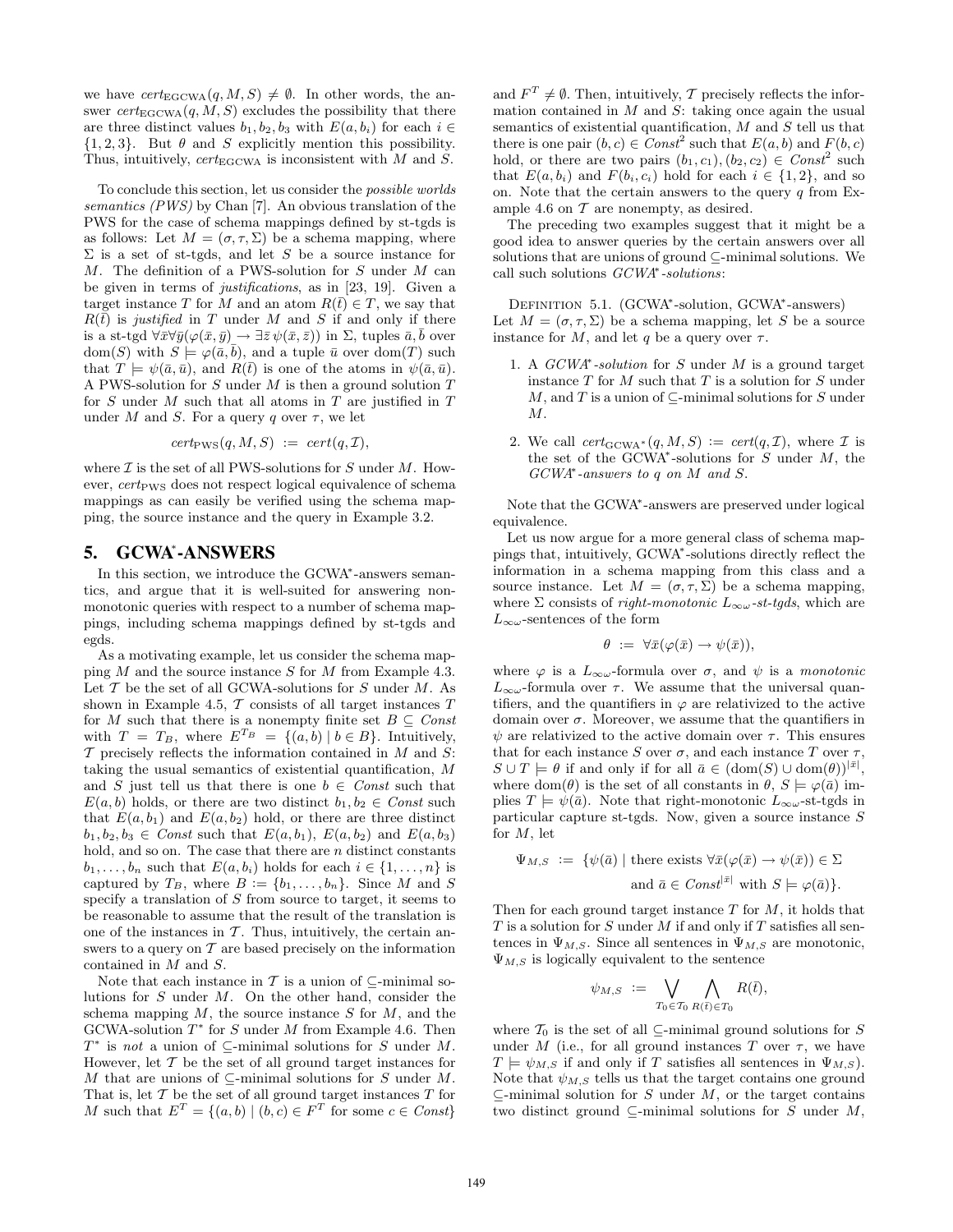we have $cert_{\mathrm{EGCWA}}(q, M, S) \neq \emptyset$. In other words, the answer $cert_{\mathrm{EGCWA}}(q, M, S)$ excludes the possibility that there are three distinct values $b_1, b_2, b_3$ with $E(a, b_i)$ for each $i \in \{1, 2, 3\}$. But $\theta$ and $S$ explicitly mention this possibility. Thus, intuitively, $cert_{\mathrm{EGCWA}}$ is inconsistent with $M$ and $S$.

To conclude this section, let us consider the *possible worlds semantics (PWS)* by Chan [7]. An obvious translation of the PWS for the case of schema mappings defined by st-tgds is as follows: Let $M = (\sigma, \tau, \Sigma)$ be a schema mapping, where $\Sigma$ is a set of st-tgds, and let $S$ be a source instance for $M$. The definition of a PWS-solution for $S$ under $M$ can be given in terms of *justifications*, as in [23, 19]. Given a target instance $T$ for $M$ and an atom $R(\bar{t}) \in T$, we say that $R(\bar{t})$ is *justified* in $T$ under $M$ and $S$ if and only if there is a st-tgd $\forall \bar{x} \forall \bar{y}(\varphi(\bar{x}, \bar{y}) \to \exists \bar{z}\, \psi(\bar{x}, \bar{z}))$ in $\Sigma$, tuples $\bar{a}, \bar{b}$ over $\mathrm{dom}(S)$ with $S \models \varphi(\bar{a}, \bar{b})$, and a tuple $\bar{u}$ over $\mathrm{dom}(T)$ such that $T \models \psi(\bar{a}, \bar{u})$, and $R(\bar{t})$ is one of the atoms in $\psi(\bar{a}, \bar{u})$. A PWS-solution for $S$ under $M$ is then a ground solution $T$ for $S$ under $M$ such that all atoms in $T$ are justified in $T$ under $M$ and $S$. For a query $q$ over $\tau$, we let

$$cert_{\mathrm{PWS}}(q, M, S) \;:=\; cert(q, \mathcal{I}),$$

where $\mathcal{I}$ is the set of all PWS-solutions for $S$ under $M$. However, $cert_{\mathrm{PWS}}$ does not respect logical equivalence of schema mappings as can easily be verified using the schema mapping, the source instance and the query in Example 3.2.

## 5. GCWA*-ANSWERS

In this section, we introduce the GCWA*-answers semantics, and argue that it is well-suited for answering non-monotonic queries with respect to a number of schema mappings, including schema mappings defined by st-tgds and egds.

As a motivating example, let us consider the schema mapping $M$ and the source instance $S$ for $M$ from Example 4.3. Let $\mathcal{T}$ be the set of all GCWA-solutions for $S$ under $M$. As shown in Example 4.5, $\mathcal{T}$ consists of all target instances $T$ for $M$ such that there is a nonempty finite set $B \subseteq \mathit{Const}$ with $T = T_B$, where $E^{T_B} = \{(a, b) \mid b \in B\}$. Intuitively, $\mathcal{T}$ precisely reflects the information contained in $M$ and $S$: taking the usual semantics of existential quantification, $M$ and $S$ just tell us that there is one $b \in \mathit{Const}$ such that $E(a, b)$ holds, or there are two distinct $b_1, b_2 \in \mathit{Const}$ such that $E(a, b_1)$ and $E(a, b_2)$ hold, or there are three distinct $b_1, b_2, b_3 \in \mathit{Const}$ such that $E(a, b_1)$, $E(a, b_2)$ and $E(a, b_3)$ hold, and so on. The case that there are $n$ distinct constants $b_1, \dots, b_n$ such that $E(a, b_i)$ holds for each $i \in \{1, \dots, n\}$ is captured by $T_B$, where $B := \{b_1, \dots, b_n\}$. Since $M$ and $S$ specify a translation of $S$ from source to target, it seems to be reasonable to assume that the result of the translation is one of the instances in $\mathcal{T}$. Thus, intuitively, the certain answers to a query on $\mathcal{T}$ are based precisely on the information contained in $M$ and $S$.

Note that each instance in $\mathcal{T}$ is a union of $\subseteq$-minimal solutions for $S$ under $M$. On the other hand, consider the schema mapping $M$, the source instance $S$ for $M$, and the GCWA-solution $T^*$ for $S$ under $M$ from Example 4.6. Then $T^*$ is *not* a union of $\subseteq$-minimal solutions for $S$ under $M$. However, let $\mathcal{T}$ be the set of all ground target instances for $M$ that are unions of $\subseteq$-minimal solutions for $S$ under $M$. That is, let $\mathcal{T}$ be the set of all ground target instances $T$ for $M$ such that $E^T = \{(a, b) \mid (b, c) \in F^T \text{ for some } c \in \mathit{Const}\}$ and $F^T \neq \emptyset$. Then, intuitively, $\mathcal{T}$ precisely reflects the information contained in $M$ and $S$: taking once again the usual semantics of existential quantification, $M$ and $S$ tell us that there is one pair $(b, c) \in \mathit{Const}^2$ such that $E(a, b)$ and $F(b, c)$ hold, or there are two pairs $(b_1, c_1), (b_2, c_2) \in \mathit{Const}^2$ such that $E(a, b_i)$ and $F(b_i, c_i)$ hold for each $i \in \{1, 2\}$, and so on. Note that the certain answers to the query $q$ from Example 4.6 on $\mathcal{T}$ are nonempty, as desired.

The preceding two examples suggest that it might be a good idea to answer queries by the certain answers over all solutions that are unions of ground $\subseteq$-minimal solutions. We call such solutions *GCWA\*-solutions*:

Definition 5.1. (GCWA\*-solution, GCWA\*-answers) Let $M = (\sigma, \tau, \Sigma)$ be a schema mapping, let $S$ be a source instance for $M$, and let $q$ be a query over $\tau$.

1. A *GCWA\*-solution* for $S$ under $M$ is a ground target instance $T$ for $M$ such that $T$ is a solution for $S$ under $M$, and $T$ is a union of $\subseteq$-minimal solutions for $S$ under $M$.
2. We call $cert_{\mathrm{GCWA}^*}(q, M, S) := cert(q, \mathcal{I})$, where $\mathcal{I}$ is the set of the GCWA\*-solutions for $S$ under $M$, the *GCWA\*-answers to $q$ on $M$ and $S$*.

Note that the GCWA\*-answers are preserved under logical equivalence.

Let us now argue for a more general class of schema mappings that, intuitively, GCWA\*-solutions directly reflect the information in a schema mapping from this class and a source instance. Let $M = (\sigma, \tau, \Sigma)$ be a schema mapping, where $\Sigma$ consists of *right-monotonic $L_{\infty\omega}$-st-tgds*, which are $L_{\infty\omega}$-sentences of the form

$$\theta \;:=\; \forall \bar{x}(\varphi(\bar{x}) \to \psi(\bar{x})),$$

where $\varphi$ is a $L_{\infty\omega}$-formula over $\sigma$, and $\psi$ is a *monotonic* $L_{\infty\omega}$-formula over $\tau$. We assume that the universal quantifiers, and the quantifiers in $\varphi$ are relativized to the active domain over $\sigma$. Moreover, we assume that the quantifiers in $\psi$ are relativized to the active domain over $\tau$. This ensures that for each instance $S$ over $\sigma$, and each instance $T$ over $\tau$, $S \cup T \models \theta$ if and only if for all $\bar{a} \in (\mathrm{dom}(S) \cup \mathrm{dom}(\theta))^{|\bar{x}|}$, where $\mathrm{dom}(\theta)$ is the set of all constants in $\theta$, $S \models \varphi(\bar{a})$ implies $T \models \psi(\bar{a})$. Note that right-monotonic $L_{\infty\omega}$-st-tgds in particular capture st-tgds. Now, given a source instance $S$ for $M$, let

$$\Psi_{M,S} \;:=\; \{\psi(\bar{a}) \mid \text{there exists } \forall \bar{x}(\varphi(\bar{x}) \to \psi(\bar{x})) \in \Sigma \text{ and } \bar{a} \in \mathit{Const}^{|\bar{x}|} \text{ with } S \models \varphi(\bar{a})\}.$$

Then for each ground target instance $T$ for $M$, it holds that $T$ is a solution for $S$ under $M$ if and only if $T$ satisfies all sentences in $\Psi_{M,S}$. Since all sentences in $\Psi_{M,S}$ are monotonic, $\Psi_{M,S}$ is logically equivalent to the sentence

$$\psi_{M,S} \;:=\; \bigvee_{T_0 \in \mathcal{T}_0} \bigwedge_{R(\bar{t}) \in T_0} R(\bar{t}),$$

where $\mathcal{T}_0$ is the set of all $\subseteq$-minimal ground solutions for $S$ under $M$ (i.e., for all ground instances $T$ over $\tau$, we have $T \models \psi_{M,S}$ if and only if $T$ satisfies all sentences in $\Psi_{M,S}$). Note that $\psi_{M,S}$ tells us that the target contains one ground $\subseteq$-minimal solution for $S$ under $M$, or the target contains two distinct ground $\subseteq$-minimal solutions for $S$ under $M$,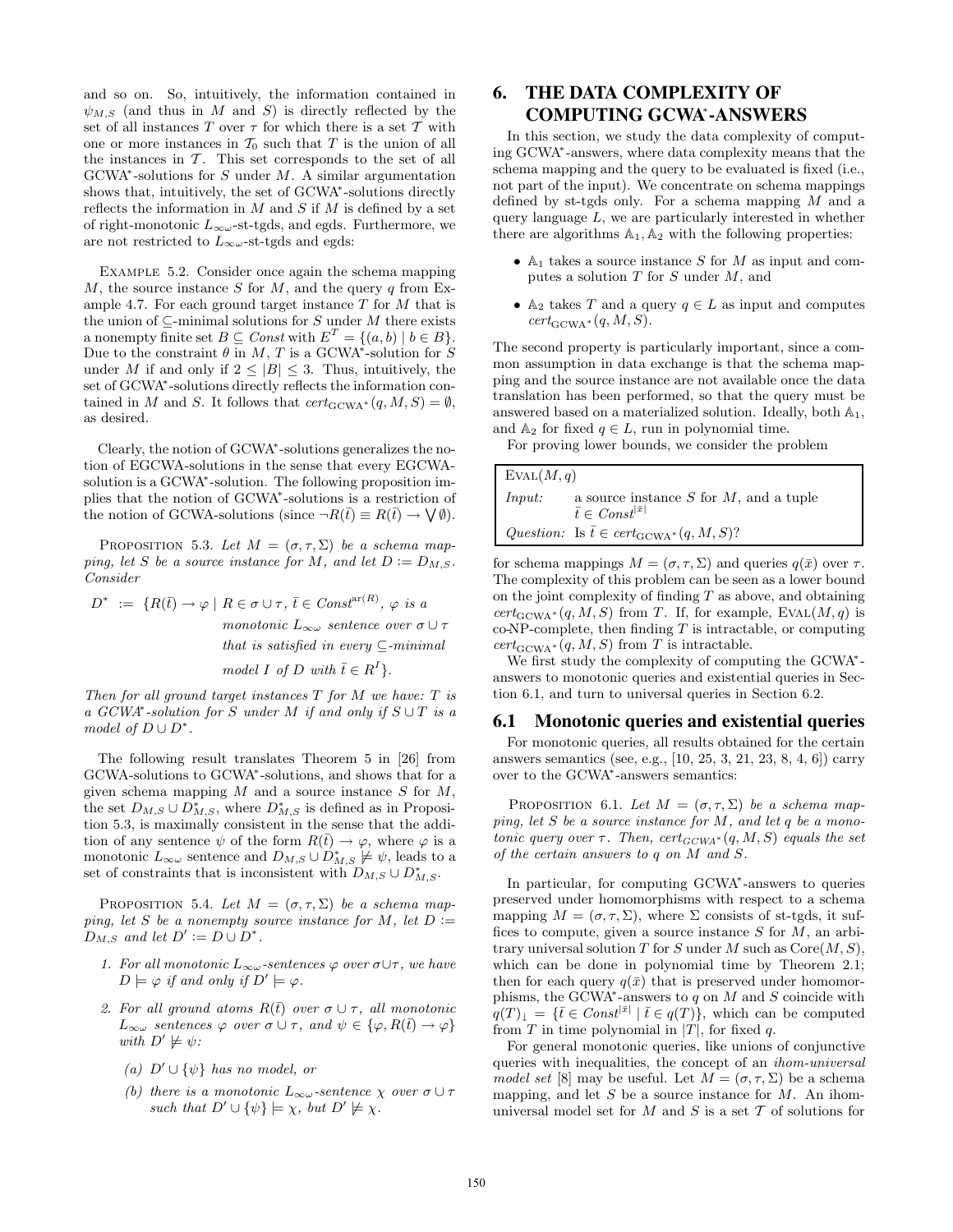and so on. So, intuitively, the information contained in $\psi_{M,S}$ (and thus in $M$ and $S$) is directly reflected by the set of all instances $T$ over $\tau$ for which there is a set $\mathcal{T}$ with one or more instances in $\mathcal{T}_0$ such that $T$ is the union of all the instances in $\mathcal{T}$. This set corresponds to the set of all GCWA*-solutions for $S$ under $M$. A similar argumentation shows that, intuitively, the set of GCWA*-solutions directly reflects the information in $M$ and $S$ if $M$ is defined by a set of right-monotonic $L_{\infty\omega}$-st-tgds, and egds. Furthermore, we are not restricted to $L_{\infty\omega}$-st-tgds and egds:

Example 5.2. Consider once again the schema mapping $M$, the source instance $S$ for $M$, and the query $q$ from Example 4.7. For each ground target instance $T$ for $M$ that is the union of $\subseteq$-minimal solutions for $S$ under $M$ there exists a nonempty finite set $B \subseteq Const$ with $E^T = \{(a, b) \mid b \in B\}$. Due to the constraint $\theta$ in $M$, $T$ is a GCWA*-solution for $S$ under $M$ if and only if $2 \leq |B| \leq 3$. Thus, intuitively, the set of GCWA*-solutions directly reflects the information contained in $M$ and $S$. It follows that $cert_{\text{GCWA}^*}(q, M, S) = \emptyset$, as desired.

Clearly, the notion of GCWA*-solutions generalizes the notion of EGCWA-solutions in the sense that every EGCWA-solution is a GCWA*-solution. The following proposition implies that the notion of GCWA*-solutions is a restriction of the notion of GCWA-solutions (since $\neg R(\bar{t}) \equiv R(\bar{t}) \rightarrow \bigvee \emptyset$).

Proposition 5.3. *Let $M = (\sigma, \tau, \Sigma)$ be a schema mapping, let $S$ be a source instance for $M$, and let $D := D_{M,S}$. Consider*

$$D^* := \{R(\bar{t}) \rightarrow \varphi \mid R \in \sigma \cup \tau,\ \bar{t} \in Const^{\text{ar}(R)},\ \varphi \text{ is a monotonic } L_{\infty\omega} \text{ sentence over } \sigma \cup \tau \text{ that is satisfied in every } \subseteq\text{-minimal model } I \text{ of } D \text{ with } \bar{t} \in R^I\}.$$

*Then for all ground target instances $T$ for $M$ we have: $T$ is a GCWA*-solution for $S$ under $M$ if and only if $S \cup T$ is a model of $D \cup D^*$.*

The following result translates Theorem 5 in [26] from GCWA-solutions to GCWA*-solutions, and shows that for a given schema mapping $M$ and a source instance $S$ for $M$, the set $D_{M,S} \cup D^*_{M,S}$, where $D^*_{M,S}$ is defined as in Proposition 5.3, is maximally consistent in the sense that the addition of any sentence $\psi$ of the form $R(\bar{t}) \rightarrow \varphi$, where $\varphi$ is a monotonic $L_{\infty\omega}$ sentence and $D_{M,S} \cup D^*_{M,S} \not\models \psi$, leads to a set of constraints that is inconsistent with $D_{M,S} \cup D^*_{M,S}$.

Proposition 5.4. *Let $M = (\sigma, \tau, \Sigma)$ be a schema mapping, let $S$ be a nonempty source instance for $M$, let $D := D_{M,S}$ and let $D' := D \cup D^*$.*

1. *For all monotonic $L_{\infty\omega}$-sentences $\varphi$ over $\sigma \cup \tau$, we have $D \models \varphi$ if and only if $D' \models \varphi$.*
2. *For all ground atoms $R(\bar{t})$ over $\sigma \cup \tau$, all monotonic $L_{\infty\omega}$ sentences $\varphi$ over $\sigma \cup \tau$, and $\psi \in \{\varphi, R(\bar{t}) \rightarrow \varphi\}$ with $D' \not\models \psi$:*
   - (a) *$D' \cup \{\psi\}$ has no model, or*
   - (b) *there is a monotonic $L_{\infty\omega}$-sentence $\chi$ over $\sigma \cup \tau$ such that $D' \cup \{\psi\} \models \chi$, but $D' \not\models \chi$.*

## 6. THE DATA COMPLEXITY OF COMPUTING GCWA*-ANSWERS

In this section, we study the data complexity of computing GCWA*-answers, where data complexity means that the schema mapping and the query to be evaluated is fixed (i.e., not part of the input). We concentrate on schema mappings defined by st-tgds only. For a schema mapping $M$ and a query language $L$, we are particularly interested in whether there are algorithms $\mathbb{A}_1, \mathbb{A}_2$ with the following properties:

- $\mathbb{A}_1$ takes a source instance $S$ for $M$ as input and computes a solution $T$ for $S$ under $M$, and
- $\mathbb{A}_2$ takes $T$ and a query $q \in L$ as input and computes $cert_{\text{GCWA}^*}(q, M, S)$.

The second property is particularly important, since a common assumption in data exchange is that the schema mapping and the source instance are not available once the data translation has been performed, so that the query must be answered based on a materialized solution. Ideally, both $\mathbb{A}_1$, and $\mathbb{A}_2$ for fixed $q \in L$, run in polynomial time.

For proving lower bounds, we consider the problem

| $\text{Eval}(M, q)$ | |
|---|---|
| *Input:* | a source instance $S$ for $M$, and a tuple $\bar{t} \in Const^{\lvert\bar{x}\rvert}$ |
| *Question:* | Is $\bar{t} \in cert_{\text{GCWA}^*}(q, M, S)$? |

for schema mappings $M = (\sigma, \tau, \Sigma)$ and queries $q(\bar{x})$ over $\tau$. The complexity of this problem can be seen as a lower bound on the joint complexity of finding $T$ as above, and obtaining $cert_{\text{GCWA}^*}(q, M, S)$ from $T$. If, for example, $\text{Eval}(M, q)$ is co-NP-complete, then finding $T$ is intractable, or computing $cert_{\text{GCWA}^*}(q, M, S)$ from $T$ is intractable.

We first study the complexity of computing the GCWA*-answers to monotonic queries and existential queries in Section 6.1, and turn to universal queries in Section 6.2.

### 6.1 Monotonic queries and existential queries

For monotonic queries, all results obtained for the certain answers semantics (see, e.g., [10, 25, 3, 21, 23, 8, 4, 6]) carry over to the GCWA*-answers semantics:

Proposition 6.1. *Let $M = (\sigma, \tau, \Sigma)$ be a schema mapping, let $S$ be a source instance for $M$, and let $q$ be a monotonic query over $\tau$. Then, $cert_{GCWA^*}(q, M, S)$ equals the set of the certain answers to $q$ on $M$ and $S$.*

In particular, for computing GCWA*-answers to queries preserved under homomorphisms with respect to a schema mapping $M = (\sigma, \tau, \Sigma)$, where $\Sigma$ consists of st-tgds, it suffices to compute, given a source instance $S$ for $M$, an arbitrary universal solution $T$ for $S$ under $M$ such as $\text{Core}(M, S)$, which can be done in polynomial time by Theorem 2.1; then for each query $q(\bar{x})$ that is preserved under homomorphisms, the GCWA*-answers to $q$ on $M$ and $S$ coincide with $q(T)_\downarrow = \{\bar{t} \in Const^{\lvert\bar{x}\rvert} \mid \bar{t} \in q(T)\}$, which can be computed from $T$ in time polynomial in $|T|$, for fixed $q$.

For general monotonic queries, like unions of conjunctive queries with inequalities, the concept of an *ihom-universal model set* [8] may be useful. Let $M = (\sigma, \tau, \Sigma)$ be a schema mapping, and let $S$ be a source instance for $M$. An ihom-universal model set for $M$ and $S$ is a set $\mathcal{T}$ of solutions for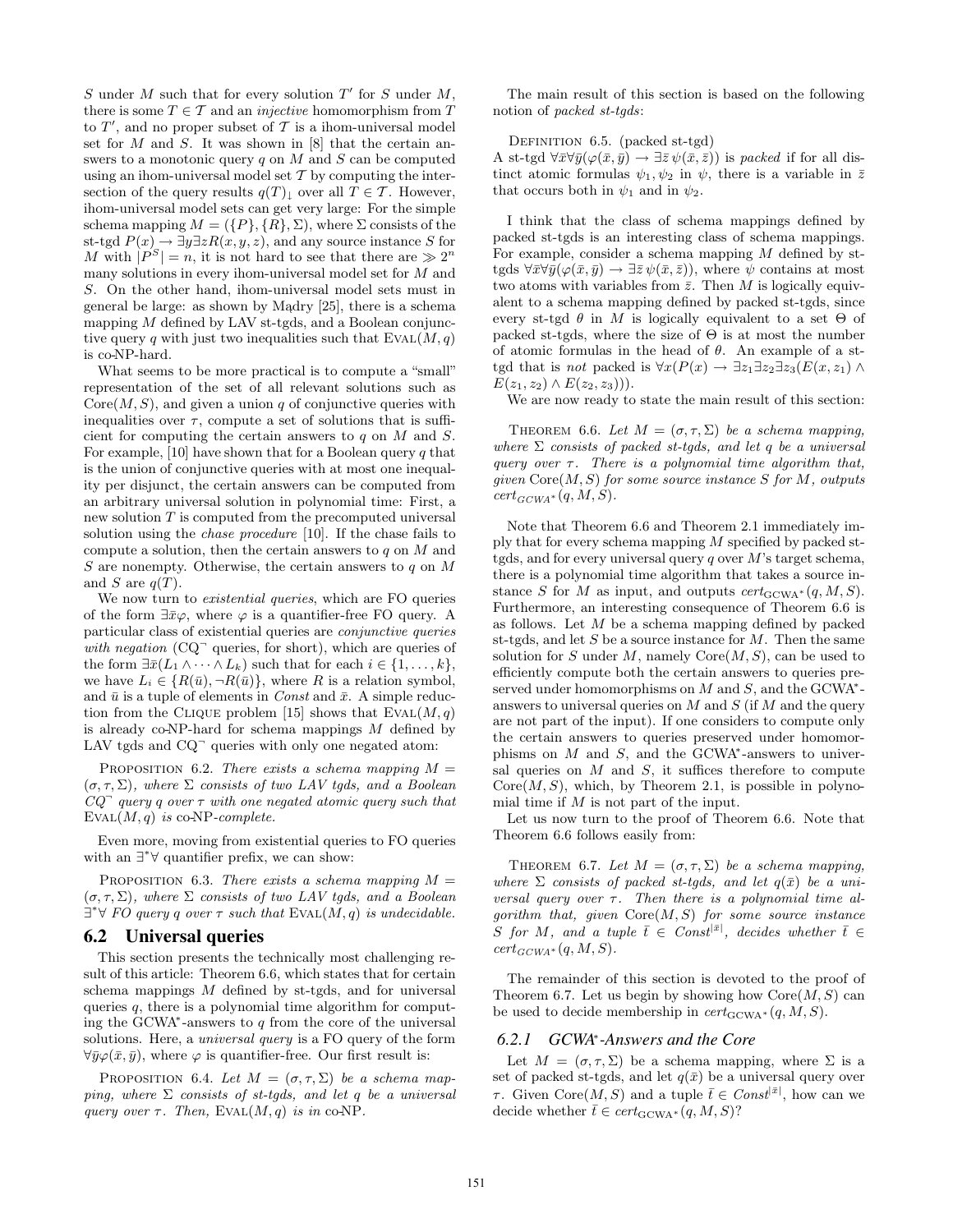$S$ under $M$ such that for every solution $T'$ for $S$ under $M$, there is some $T \in \mathcal{T}$ and an *injective* homomorphism from $T$ to $T'$, and no proper subset of $\mathcal{T}$ is a ihom-universal model set for $M$ and $S$. It was shown in [8] that the certain answers to a monotonic query $q$ on $M$ and $S$ can be computed using an ihom-universal model set $\mathcal{T}$ by computing the intersection of the query results $q(T)_{\downarrow}$ over all $T \in \mathcal{T}$. However, ihom-universal model sets can get very large: For the simple schema mapping $M = (\{P\}, \{R\}, \Sigma)$, where $\Sigma$ consists of the st-tgd $P(x) \rightarrow \exists y \exists z R(x, y, z)$, and any source instance $S$ for $M$ with $|P^S| = n$, it is not hard to see that there are $\gg 2^n$ many solutions in every ihom-universal model set for $M$ and $S$. On the other hand, ihom-universal model sets must in general be large: as shown by Mądry [25], there is a schema mapping $M$ defined by LAV st-tgds, and a Boolean conjunctive query $q$ with just two inequalities such that $\text{Eval}(M, q)$ is co-NP-hard.

What seems to be more practical is to compute a "small" representation of the set of all relevant solutions such as $\text{Core}(M, S)$, and given a union $q$ of conjunctive queries with inequalities over $\tau$, compute a set of solutions that is sufficient for computing the certain answers to $q$ on $M$ and $S$. For example, [10] have shown that for a Boolean query $q$ that is the union of conjunctive queries with at most one inequality per disjunct, the certain answers can be computed from an arbitrary universal solution in polynomial time: First, a new solution $T$ is computed from the precomputed universal solution using the *chase procedure* [10]. If the chase fails to compute a solution, then the certain answers to $q$ on $M$ and $S$ are nonempty. Otherwise, the certain answers to $q$ on $M$ and $S$ are $q(T)$.

We now turn to *existential queries*, which are FO queries of the form $\exists \bar{x} \varphi$, where $\varphi$ is a quantifier-free FO query. A particular class of existential queries are *conjunctive queries with negation* ($\text{CQ}^{\neg}$ queries, for short), which are queries of the form $\exists \bar{x}(L_1 \wedge \cdots \wedge L_k)$ such that for each $i \in \{1, \ldots, k\}$, we have $L_i \in \{R(\bar{u}), \neg R(\bar{u})\}$, where $R$ is a relation symbol, and $\bar{u}$ is a tuple of elements in $\mathit{Const}$ and $\bar{x}$. A simple reduction from the Clique problem [15] shows that $\text{Eval}(M, q)$ is already co-NP-hard for schema mappings $M$ defined by LAV tgds and $\text{CQ}^{\neg}$ queries with only one negated atom:

Proposition 6.2. *There exists a schema mapping $M = (\sigma, \tau, \Sigma)$, where $\Sigma$ consists of two LAV tgds, and a Boolean $\text{CQ}^{\neg}$ query $q$ over $\tau$ with one negated atomic query such that $\text{Eval}(M, q)$ is* co-NP*-complete.*

Even more, moving from existential queries to FO queries with an $\exists^*\forall$ quantifier prefix, we can show:

Proposition 6.3. *There exists a schema mapping $M = (\sigma, \tau, \Sigma)$, where $\Sigma$ consists of two LAV tgds, and a Boolean $\exists^*\forall$ FO query $q$ over $\tau$ such that $\text{Eval}(M, q)$ is undecidable.*

## 6.2 Universal queries

This section presents the technically most challenging result of this article: Theorem 6.6, which states that for certain schema mappings $M$ defined by st-tgds, and for universal queries $q$, there is a polynomial time algorithm for computing the GCWA*-answers to $q$ from the core of the universal solutions. Here, a *universal query* is a FO query of the form $\forall \bar{y} \varphi(\bar{x}, \bar{y})$, where $\varphi$ is quantifier-free. Our first result is:

Proposition 6.4. *Let $M = (\sigma, \tau, \Sigma)$ be a schema mapping, where $\Sigma$ consists of st-tgds, and let $q$ be a universal query over $\tau$. Then, $\text{Eval}(M, q)$ is in* co-NP.

The main result of this section is based on the following notion of *packed st-tgds*:

Definition 6.5. (packed st-tgd)
A st-tgd $\forall \bar{x} \forall \bar{y}(\varphi(\bar{x}, \bar{y}) \rightarrow \exists \bar{z}\, \psi(\bar{x}, \bar{z}))$ is *packed* if for all distinct atomic formulas $\psi_1, \psi_2$ in $\psi$, there is a variable in $\bar{z}$ that occurs both in $\psi_1$ and in $\psi_2$.

I think that the class of schema mappings defined by packed st-tgds is an interesting class of schema mappings. For example, consider a schema mapping $M$ defined by st-tgds $\forall \bar{x} \forall \bar{y}(\varphi(\bar{x}, \bar{y}) \rightarrow \exists \bar{z}\, \psi(\bar{x}, \bar{z}))$, where $\psi$ contains at most two atoms with variables from $\bar{z}$. Then $M$ is logically equivalent to a schema mapping defined by packed st-tgds, since every st-tgd $\theta$ in $M$ is logically equivalent to a set $\Theta$ of packed st-tgds, where the size of $\Theta$ is at most the number of atomic formulas in the head of $\theta$. An example of a st-tgd that is *not* packed is $\forall x(P(x) \rightarrow \exists z_1 \exists z_2 \exists z_3(E(x, z_1) \wedge E(z_1, z_2) \wedge E(z_2, z_3)))$.

We are now ready to state the main result of this section:

Theorem 6.6. *Let $M = (\sigma, \tau, \Sigma)$ be a schema mapping, where $\Sigma$ consists of packed st-tgds, and let $q$ be a universal query over $\tau$. There is a polynomial time algorithm that, given $\text{Core}(M, S)$ for some source instance $S$ for $M$, outputs $\mathit{cert}_{GCWA^*}(q, M, S)$.*

Note that Theorem 6.6 and Theorem 2.1 immediately imply that for every schema mapping $M$ specified by packed st-tgds, and for every universal query $q$ over $M$'s target schema, there is a polynomial time algorithm that takes a source instance $S$ for $M$ as input, and outputs $\mathit{cert}_{\text{GCWA}^*}(q, M, S)$. Furthermore, an interesting consequence of Theorem 6.6 is as follows. Let $M$ be a schema mapping defined by packed st-tgds, and let $S$ be a source instance for $M$. Then the same solution for $S$ under $M$, namely $\text{Core}(M, S)$, can be used to efficiently compute both the certain answers to queries preserved under homomorphisms on $M$ and $S$, and the GCWA*-answers to universal queries on $M$ and $S$ (if $M$ and the query are not part of the input). If one considers to compute only the certain answers to queries preserved under homomorphisms on $M$ and $S$, and the GCWA*-answers to universal queries on $M$ and $S$, it suffices therefore to compute $\text{Core}(M, S)$, which, by Theorem 2.1, is possible in polynomial time if $M$ is not part of the input.

Let us now turn to the proof of Theorem 6.6. Note that Theorem 6.6 follows easily from:

Theorem 6.7. *Let $M = (\sigma, \tau, \Sigma)$ be a schema mapping, where $\Sigma$ consists of packed st-tgds, and let $q(\bar{x})$ be a universal query over $\tau$. Then there is a polynomial time algorithm that, given $\text{Core}(M, S)$ for some source instance $S$ for $M$, and a tuple $\bar{t} \in \mathit{Const}^{|\bar{x}|}$, decides whether $\bar{t} \in \mathit{cert}_{GCWA^*}(q, M, S)$.*

The remainder of this section is devoted to the proof of Theorem 6.7. Let us begin by showing how $\text{Core}(M, S)$ can be used to decide membership in $\mathit{cert}_{\text{GCWA}^*}(q, M, S)$.

### 6.2.1 GCWA*-Answers and the Core

Let $M = (\sigma, \tau, \Sigma)$ be a schema mapping, where $\Sigma$ is a set of packed st-tgds, and let $q(\bar{x})$ be a universal query over $\tau$. Given $\text{Core}(M, S)$ and a tuple $\bar{t} \in \mathit{Const}^{|\bar{x}|}$, how can we decide whether $\bar{t} \in \mathit{cert}_{\text{GCWA}^*}(q, M, S)$?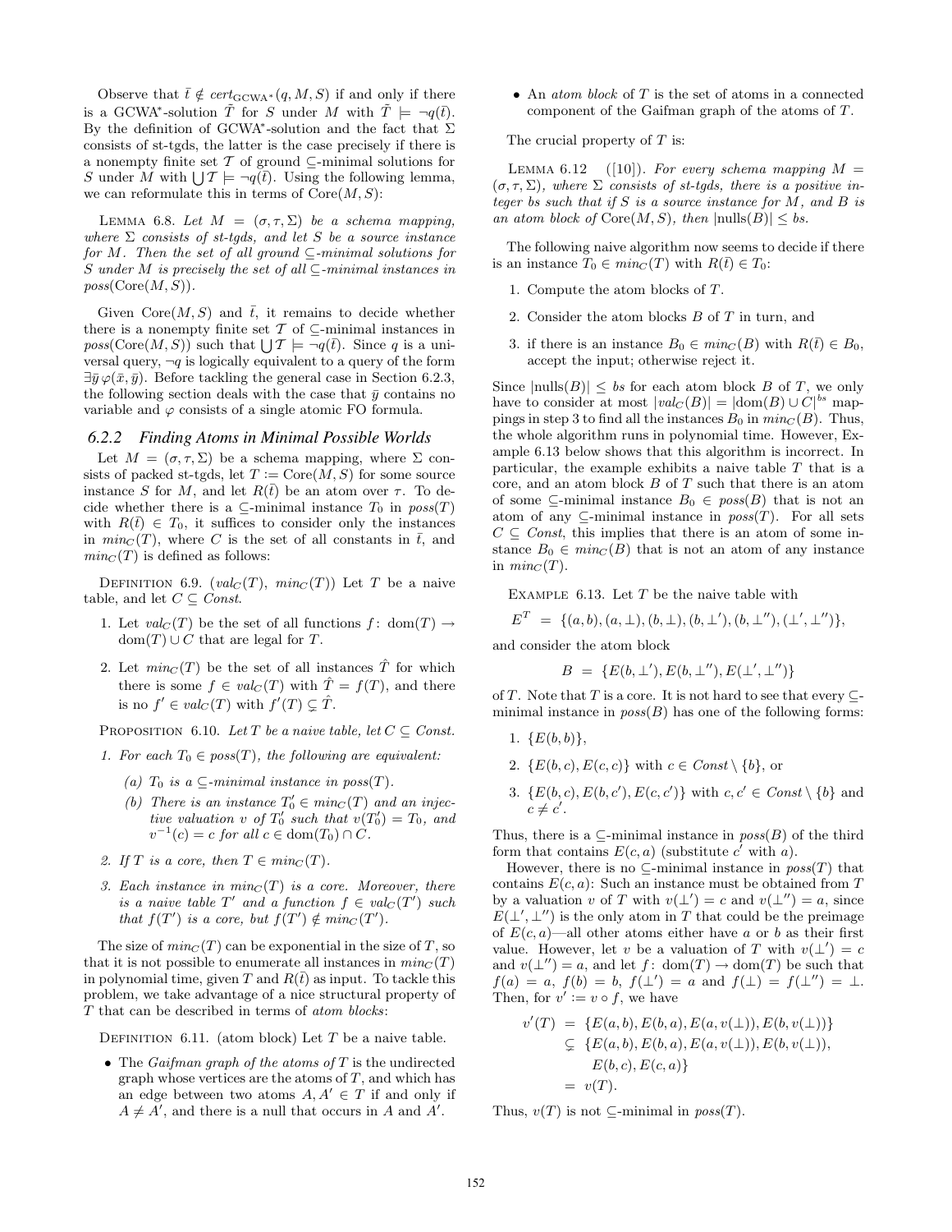Observe that $\bar{t} \notin cert_{\text{GCWA}^*}(q, M, S)$ if and only if there is a GCWA*-solution $\hat{T}$ for $S$ under $M$ with $\hat{T} \models \neg q(\bar{t})$. By the definition of GCWA*-solution and the fact that $\Sigma$ consists of st-tgds, the latter is the case precisely if there is a nonempty finite set $\mathcal{T}$ of ground $\subseteq$-minimal solutions for $S$ under $M$ with $\bigcup \mathcal{T} \models \neg q(\bar{t})$. Using the following lemma, we can reformulate this in terms of $\text{Core}(M, S)$:

LEMMA 6.8. *Let $M = (\sigma, \tau, \Sigma)$ be a schema mapping, where $\Sigma$ consists of st-tgds, and let $S$ be a source instance for $M$. Then the set of all ground $\subseteq$-minimal solutions for $S$ under $M$ is precisely the set of all $\subseteq$-minimal instances in $poss(\text{Core}(M, S))$.*

Given $\text{Core}(M, S)$ and $\bar{t}$, it remains to decide whether there is a nonempty finite set $\mathcal{T}$ of $\subseteq$-minimal instances in $poss(\text{Core}(M, S))$ such that $\bigcup \mathcal{T} \models \neg q(\bar{t})$. Since $q$ is a universal query, $\neg q$ is logically equivalent to a query of the form $\exists \bar{y}\, \varphi(\bar{x}, \bar{y})$. Before tackling the general case in Section 6.2.3, the following section deals with the case that $\bar{y}$ contains no variable and $\varphi$ consists of a single atomic FO formula.

### 6.2.2 Finding Atoms in Minimal Possible Worlds

Let $M = (\sigma, \tau, \Sigma)$ be a schema mapping, where $\Sigma$ consists of packed st-tgds, let $T := \text{Core}(M, S)$ for some source instance $S$ for $M$, and let $R(\bar{t})$ be an atom over $\tau$. To decide whether there is a $\subseteq$-minimal instance $T_0$ in $poss(T)$ with $R(\bar{t}) \in T_0$, it suffices to consider only the instances in $min_C(T)$, where $C$ is the set of all constants in $\bar{t}$, and $min_C(T)$ is defined as follows:

DEFINITION 6.9. ($val_C(T)$, $min_C(T)$) Let $T$ be a naive table, and let $C \subseteq Const$.

1. Let $val_C(T)$ be the set of all functions $f\colon \text{dom}(T) \to \text{dom}(T) \cup C$ that are legal for $T$.
2. Let $min_C(T)$ be the set of all instances $\hat{T}$ for which there is some $f \in val_C(T)$ with $\hat{T} = f(T)$, and there is no $f' \in val_C(T)$ with $f'(T) \subsetneq \hat{T}$.

PROPOSITION 6.10. *Let $T$ be a naive table, let $C \subseteq Const$.*

1. *For each $T_0 \in poss(T)$, the following are equivalent:*
   *(a) $T_0$ is a $\subseteq$-minimal instance in $poss(T)$.*
   *(b) There is an instance $T_0' \in min_C(T)$ and an injective valuation $v$ of $T_0'$ such that $v(T_0') = T_0$, and $v^{-1}(c) = c$ for all $c \in \text{dom}(T_0) \cap C$.*
2. *If $T$ is a core, then $T \in min_C(T)$.*
3. *Each instance in $min_C(T)$ is a core. Moreover, there is a naive table $T'$ and a function $f \in val_C(T')$ such that $f(T')$ is a core, but $f(T') \notin min_C(T')$.*

The size of $min_C(T)$ can be exponential in the size of $T$, so that it is not possible to enumerate all instances in $min_C(T)$ in polynomial time, given $T$ and $R(\bar{t})$ as input. To tackle this problem, we take advantage of a nice structural property of $T$ that can be described in terms of *atom blocks*:

DEFINITION 6.11. (atom block) Let $T$ be a naive table.

- The *Gaifman graph of the atoms of $T$* is the undirected graph whose vertices are the atoms of $T$, and which has an edge between two atoms $A, A' \in T$ if and only if $A \neq A'$, and there is a null that occurs in $A$ and $A'$.
- An *atom block* of $T$ is the set of atoms in a connected component of the Gaifman graph of the atoms of $T$.

The crucial property of $T$ is:

LEMMA 6.12 ([10]). *For every schema mapping $M = (\sigma, \tau, \Sigma)$, where $\Sigma$ consists of st-tgds, there is a positive integer $bs$ such that if $S$ is a source instance for $M$, and $B$ is an atom block of $\text{Core}(M, S)$, then $|\text{nulls}(B)| \leq bs$.*

The following naive algorithm now seems to decide if there is an instance $T_0 \in min_C(T)$ with $R(\bar{t}) \in T_0$:

1. Compute the atom blocks of $T$.
2. Consider the atom blocks $B$ of $T$ in turn, and
3. if there is an instance $B_0 \in min_C(B)$ with $R(\bar{t}) \in B_0$, accept the input; otherwise reject it.

Since $|\text{nulls}(B)| \leq bs$ for each atom block $B$ of $T$, we only have to consider at most $|val_C(B)| = |\text{dom}(B) \cup C|^{bs}$ mappings in step 3 to find all the instances $B_0$ in $min_C(B)$. Thus, the whole algorithm runs in polynomial time. However, Example 6.13 below shows that this algorithm is incorrect. In particular, the example exhibits a naive table $T$ that is a core, and an atom block $B$ of $T$ such that there is an atom of some $\subseteq$-minimal instance $B_0 \in poss(B)$ that is not an atom of any $\subseteq$-minimal instance in $poss(T)$. For all sets $C \subseteq Const$, this implies that there is an atom of some instance $B_0 \in min_C(B)$ that is not an atom of any instance in $min_C(T)$.

EXAMPLE 6.13. Let $T$ be the naive table with

$$E^T = \{(a, b), (a, \bot), (b, \bot), (b, \bot'), (b, \bot''), (\bot', \bot'')\},$$

and consider the atom block

$$B = \{E(b, \bot'), E(b, \bot''), E(\bot', \bot'')\}$$

of $T$. Note that $T$ is a core. It is not hard to see that every $\subseteq$-minimal instance in $poss(B)$ has one of the following forms:

1. $\{E(b, b)\}$,
2. $\{E(b, c), E(c, c)\}$ with $c \in Const \setminus \{b\}$, or
3. $\{E(b, c), E(b, c'), E(c, c')\}$ with $c, c' \in Const \setminus \{b\}$ and $c \neq c'$.

Thus, there is a $\subseteq$-minimal instance in $poss(B)$ of the third form that contains $E(c, a)$ (substitute $c'$ with $a$).

However, there is no $\subseteq$-minimal instance in $poss(T)$ that contains $E(c, a)$: Such an instance must be obtained from $T$ by a valuation $v$ of $T$ with $v(\bot') = c$ and $v(\bot'') = a$, since $E(\bot', \bot'')$ is the only atom in $T$ that could be the preimage of $E(c, a)$—all other atoms either have $a$ or $b$ as their first value. However, let $v$ be a valuation of $T$ with $v(\bot') = c$ and $v(\bot'') = a$, and let $f\colon \text{dom}(T) \to \text{dom}(T)$ be such that $f(a) = a$, $f(b) = b$, $f(\bot') = a$ and $f(\bot) = f(\bot'') = \bot$. Then, for $v' := v \circ f$, we have

$$\begin{aligned}
v'(T) &= \{E(a, b), E(b, a), E(a, v(\bot)), E(b, v(\bot))\} \\
&\subsetneq \{E(a, b), E(b, a), E(a, v(\bot)), E(b, v(\bot)), \\
&\qquad E(b, c), E(c, a)\} \\
&= v(T).
\end{aligned}$$

Thus, $v(T)$ is not $\subseteq$-minimal in $poss(T)$.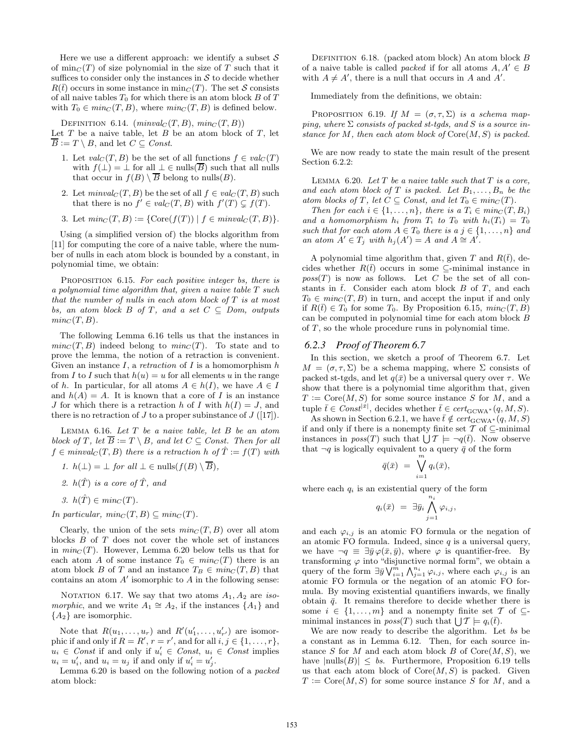Here we use a different approach: we identify a subset $\mathcal{S}$ of $\min_C(T)$ of size polynomial in the size of $T$ such that it suffices to consider only the instances in $\mathcal{S}$ to decide whether $R(\bar{t})$ occurs in some instance in $\min_C(T)$. The set $\mathcal{S}$ consists of all naive tables $T_0$ for which there is an atom block $B$ of $T$ with $T_0 \in min_C(T, B)$, where $min_C(T, B)$ is defined below.

Definition 6.14. ($minval_C(T, B)$, $min_C(T, B)$)
Let $T$ be a naive table, let $B$ be an atom block of $T$, let $\overline{B} := T \setminus B$, and let $C \subseteq Const$.

1. Let $val_C(T, B)$ be the set of all functions $f \in val_C(T)$ with $f(\bot) = \bot$ for all $\bot \in \text{nulls}(\overline{B})$ such that all nulls that occur in $f(B) \setminus \overline{B}$ belong to nulls$(B)$.
2. Let $minval_C(T, B)$ be the set of all $f \in val_C(T, B)$ such that there is no $f' \in val_C(T, B)$ with $f'(T) \subsetneq f(T)$.
3. Let $min_C(T, B) := \{\text{Core}(f(T)) \mid f \in minval_C(T, B)\}$.

Using (a simplified version of) the blocks algorithm from [11] for computing the core of a naive table, where the number of nulls in each atom block is bounded by a constant, in polynomial time, we obtain:

Proposition 6.15. *For each positive integer bs, there is a polynomial time algorithm that, given a naive table $T$ such that the number of nulls in each atom block of $T$ is at most bs, an atom block $B$ of $T$, and a set $C \subseteq Dom$, outputs $min_C(T, B)$.*

The following Lemma 6.16 tells us that the instances in $min_C(T, B)$ indeed belong to $min_C(T)$. To state and to prove the lemma, the notion of a retraction is convenient. Given an instance $I$, a *retraction* of $I$ is a homomorphism $h$ from $I$ to $I$ such that $h(u) = u$ for all elements $u$ in the range of $h$. In particular, for all atoms $A \in h(I)$, we have $A \in I$ and $h(A) = A$. It is known that a core of $I$ is an instance $J$ for which there is a retraction $h$ of $I$ with $h(I) = J$, and there is no retraction of $J$ to a proper subinstance of $A$ ([17]).

Lemma 6.16. *Let $T$ be a naive table, let $B$ be an atom block of $T$, let $\overline{B} := T \setminus B$, and let $C \subseteq Const$. Then for all $f \in minval_C(T, B)$ there is a retraction $h$ of $\hat{T} := f(T)$ with*

1. *$h(\bot) = \bot$ for all $\bot \in \text{nulls}(f(B) \setminus \overline{B})$,*
2. *$h(\hat{T})$ is a core of $\hat{T}$, and*
3. *$h(\hat{T}) \in min_C(T)$.*

*In particular, $min_C(T, B) \subseteq min_C(T)$.*

Clearly, the union of the sets $min_C(T, B)$ over all atom blocks $B$ of $T$ does not cover the whole set of instances in $min_C(T)$. However, Lemma 6.20 below tells us that for each atom $A$ of some instance $T_0 \in min_C(T)$ there is an atom block $B$ of $T$ and an instance $T_B \in min_C(T, B)$ that contains an atom $A'$ isomorphic to $A$ in the following sense:

Notation 6.17. We say that two atoms $A_1, A_2$ are *isomorphic*, and we write $A_1 \cong A_2$, if the instances $\{A_1\}$ and $\{A_2\}$ are isomorphic.

Note that $R(u_1, \dots, u_r)$ and $R'(u'_1, \dots, u'_{r'})$ are isomorphic if and only if $R = R'$, $r = r'$, and for all $i, j \in \{1, \dots, r\}$, $u_i \in Const$ if and only if $u'_i \in Const$, $u_i \in Const$ implies $u_i = u'_i$, and $u_i = u_j$ if and only if $u'_i = u'_j$.

Lemma 6.20 is based on the following notion of a *packed* atom block:

Definition 6.18. (packed atom block) An atom block $B$ of a naive table is called *packed* if for all atoms $A, A' \in B$ with $A \neq A'$, there is a null that occurs in $A$ and $A'$.

Immediately from the definitions, we obtain:

Proposition 6.19. *If $M = (\sigma, \tau, \Sigma)$ is a schema mapping, where $\Sigma$ consists of packed st-tgds, and $S$ is a source instance for $M$, then each atom block of* Core$(M, S)$ *is packed.*

We are now ready to state the main result of the present Section 6.2.2:

Lemma 6.20. *Let $T$ be a naive table such that $T$ is a core, and each atom block of $T$ is packed. Let $B_1, \dots, B_n$ be the atom blocks of $T$, let $C \subseteq Const$, and let $T_0 \in min_C(T)$.*

*Then for each $i \in \{1, \dots, n\}$, there is a $T_i \in min_C(T, B_i)$ and a homomorphism $h_i$ from $T_i$ to $T_0$ with $h_i(T_i) = T_0$ such that for each atom $A \in T_0$ there is a $j \in \{1, \dots, n\}$ and an atom $A' \in T_j$ with $h_j(A') = A$ and $A \cong A'$.*

A polynomial time algorithm that, given $T$ and $R(\bar{t})$, decides whether $R(\bar{t})$ occurs in some $\subseteq$-minimal instance in $poss(T)$ is now as follows. Let $C$ be the set of all constants in $\bar{t}$. Consider each atom block $B$ of $T$, and each $T_0 \in min_C(T, B)$ in turn, and accept the input if and only if $R(\bar{t}) \in T_0$ for some $T_0$. By Proposition 6.15, $min_C(T, B)$ can be computed in polynomial time for each atom block $B$ of $T$, so the whole procedure runs in polynomial time.

### 6.2.3 Proof of Theorem 6.7

In this section, we sketch a proof of Theorem 6.7. Let $M = (\sigma, \tau, \Sigma)$ be a schema mapping, where $\Sigma$ consists of packed st-tgds, and let $q(\bar{x})$ be a universal query over $\tau$. We show that there is a polynomial time algorithm that, given $T := \text{Core}(M, S)$ for some source instance $S$ for $M$, and a tuple $\bar{t} \in Const^{|\bar{x}|}$, decides whether $\bar{t} \in cert_{\text{GCWA}^*}(q, M, S)$.

As shown in Section 6.2.1, we have $\bar{t} \notin cert_{\text{GCWA}^*}(q, M, S)$ if and only if there is a nonempty finite set $\mathcal{T}$ of $\subseteq$-minimal instances in $poss(T)$ such that $\bigcup \mathcal{T} \models \neg q(\bar{t})$. Now observe that $\neg q$ is logically equivalent to a query $\bar{q}$ of the form

$$\bar{q}(\bar{x}) \;=\; \bigvee_{i=1}^{m} q_i(\bar{x}),$$

where each $q_i$ is an existential query of the form

$$q_i(\bar{x}) \;=\; \exists \bar{y}_i \bigwedge_{j=1}^{n_i} \varphi_{i,j},$$

and each $\varphi_{i,j}$ is an atomic FO formula or the negation of an atomic FO formula. Indeed, since $q$ is a universal query, we have $\neg q \equiv \exists \bar{y}\, \varphi(\bar{x}, \bar{y})$, where $\varphi$ is quantifier-free. By transforming $\varphi$ into "disjunctive normal form", we obtain a query of the form $\exists \bar{y} \bigvee_{i=1}^{m} \bigwedge_{j=1}^{n_i} \varphi_{i,j}$, where each $\varphi_{i,j}$ is an atomic FO formula or the negation of an atomic FO formula. By moving existential quantifiers inwards, we finally obtain $\bar{q}$. It remains therefore to decide whether there is some $i \in \{1, \dots, m\}$ and a nonempty finite set $\mathcal{T}$ of $\subseteq$-minimal instances in $poss(T)$ such that $\bigcup \mathcal{T} \models q_i(\bar{t})$.

We are now ready to describe the algorithm. Let $bs$ be a constant as in Lemma 6.12. Then, for each source instance $S$ for $M$ and each atom block $B$ of Core$(M, S)$, we have $|\text{nulls}(B)| \leq bs$. Furthermore, Proposition 6.19 tells us that each atom block of Core$(M, S)$ is packed. Given $T := \text{Core}(M, S)$ for some source instance $S$ for $M$, and a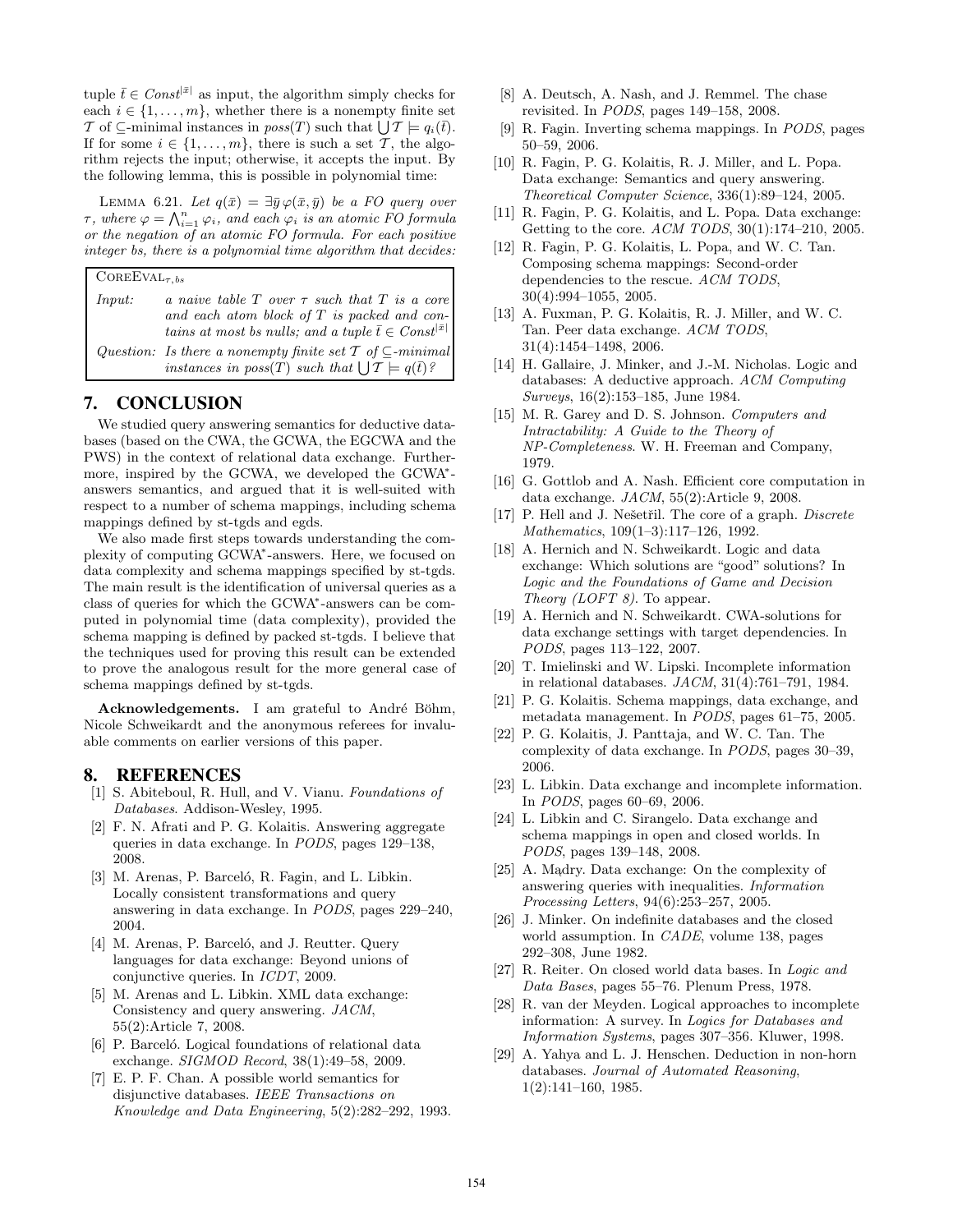tuple $\bar{t} \in Const^{|\bar{x}|}$ as input, the algorithm simply checks for each $i \in \{1, \ldots, m\}$, whether there is a nonempty finite set $\mathcal{T}$ of $\subseteq$-minimal instances in $poss(T)$ such that $\bigcup \mathcal{T} \models q_i(\bar{t})$. If for some $i \in \{1, \ldots, m\}$, there is such a set $\mathcal{T}$, the algorithm rejects the input; otherwise, it accepts the input. By the following lemma, this is possible in polynomial time:

Lemma 6.21. *Let $q(\bar{x}) = \exists \bar{y}\, \varphi(\bar{x}, \bar{y})$ be a FO query over $\tau$, where $\varphi = \bigwedge_{i=1}^{n} \varphi_i$, and each $\varphi_i$ is an atomic FO formula or the negation of an atomic FO formula. For each positive integer bs, there is a polynomial time algorithm that decides:*

| CoreEval$_{\tau,bs}$ | |
|---|---|
| *Input:* | *a naive table $T$ over $\tau$ such that $T$ is a core and each atom block of $T$ is packed and contains at most bs nulls; and a tuple $\bar{t} \in Const^{|\bar{x}|}$* |
| *Question:* | *Is there a nonempty finite set $\mathcal{T}$ of $\subseteq$-minimal instances in $poss(T)$ such that $\bigcup \mathcal{T} \models q(\bar{t})$?* |

## 7. CONCLUSION

We studied query answering semantics for deductive databases (based on the CWA, the GCWA, the EGCWA and the PWS) in the context of relational data exchange. Furthermore, inspired by the GCWA, we developed the GCWA*-answers semantics, and argued that it is well-suited with respect to a number of schema mappings, including schema mappings defined by st-tgds and egds.

We also made first steps towards understanding the complexity of computing GCWA*-answers. Here, we focused on data complexity and schema mappings specified by st-tgds. The main result is the identification of universal queries as a class of queries for which the GCWA*-answers can be computed in polynomial time (data complexity), provided the schema mapping is defined by packed st-tgds. I believe that the techniques used for proving this result can be extended to prove the analogous result for the more general case of schema mappings defined by st-tgds.

**Acknowledgements.** I am grateful to André Böhm, Nicole Schweikardt and the anonymous referees for invaluable comments on earlier versions of this paper.

## 8. REFERENCES

[1] S. Abiteboul, R. Hull, and V. Vianu. *Foundations of Databases*. Addison-Wesley, 1995.

[2] F. N. Afrati and P. G. Kolaitis. Answering aggregate queries in data exchange. In *PODS*, pages 129–138, 2008.

[3] M. Arenas, P. Barceló, R. Fagin, and L. Libkin. Locally consistent transformations and query answering in data exchange. In *PODS*, pages 229–240, 2004.

[4] M. Arenas, P. Barceló, and J. Reutter. Query languages for data exchange: Beyond unions of conjunctive queries. In *ICDT*, 2009.

[5] M. Arenas and L. Libkin. XML data exchange: Consistency and query answering. *JACM*, 55(2):Article 7, 2008.

[6] P. Barceló. Logical foundations of relational data exchange. *SIGMOD Record*, 38(1):49–58, 2009.

[7] E. P. F. Chan. A possible world semantics for disjunctive databases. *IEEE Transactions on Knowledge and Data Engineering*, 5(2):282–292, 1993.

[8] A. Deutsch, A. Nash, and J. Remmel. The chase revisited. In *PODS*, pages 149–158, 2008.

[9] R. Fagin. Inverting schema mappings. In *PODS*, pages 50–59, 2006.

[10] R. Fagin, P. G. Kolaitis, R. J. Miller, and L. Popa. Data exchange: Semantics and query answering. *Theoretical Computer Science*, 336(1):89–124, 2005.

[11] R. Fagin, P. G. Kolaitis, and L. Popa. Data exchange: Getting to the core. *ACM TODS*, 30(1):174–210, 2005.

[12] R. Fagin, P. G. Kolaitis, L. Popa, and W. C. Tan. Composing schema mappings: Second-order dependencies to the rescue. *ACM TODS*, 30(4):994–1055, 2005.

[13] A. Fuxman, P. G. Kolaitis, R. J. Miller, and W. C. Tan. Peer data exchange. *ACM TODS*, 31(4):1454–1498, 2006.

[14] H. Gallaire, J. Minker, and J.-M. Nicholas. Logic and databases: A deductive approach. *ACM Computing Surveys*, 16(2):153–185, June 1984.

[15] M. R. Garey and D. S. Johnson. *Computers and Intractability: A Guide to the Theory of NP-Completeness*. W. H. Freeman and Company, 1979.

[16] G. Gottlob and A. Nash. Efficient core computation in data exchange. *JACM*, 55(2):Article 9, 2008.

[17] P. Hell and J. Nešetřil. The core of a graph. *Discrete Mathematics*, 109(1–3):117–126, 1992.

[18] A. Hernich and N. Schweikardt. Logic and data exchange: Which solutions are "good" solutions? In *Logic and the Foundations of Game and Decision Theory (LOFT 8)*. To appear.

[19] A. Hernich and N. Schweikardt. CWA-solutions for data exchange settings with target dependencies. In *PODS*, pages 113–122, 2007.

[20] T. Imielinski and W. Lipski. Incomplete information in relational databases. *JACM*, 31(4):761–791, 1984.

[21] P. G. Kolaitis. Schema mappings, data exchange, and metadata management. In *PODS*, pages 61–75, 2005.

[22] P. G. Kolaitis, J. Panttaja, and W. C. Tan. The complexity of data exchange. In *PODS*, pages 30–39, 2006.

[23] L. Libkin. Data exchange and incomplete information. In *PODS*, pages 60–69, 2006.

[24] L. Libkin and C. Sirangelo. Data exchange and schema mappings in open and closed worlds. In *PODS*, pages 139–148, 2008.

[25] A. Mądry. Data exchange: On the complexity of answering queries with inequalities. *Information Processing Letters*, 94(6):253–257, 2005.

[26] J. Minker. On indefinite databases and the closed world assumption. In *CADE*, volume 138, pages 292–308, June 1982.

[27] R. Reiter. On closed world data bases. In *Logic and Data Bases*, pages 55–76. Plenum Press, 1978.

[28] R. van der Meyden. Logical approaches to incomplete information: A survey. In *Logics for Databases and Information Systems*, pages 307–356. Kluwer, 1998.

[29] A. Yahya and L. J. Henschen. Deduction in non-horn databases. *Journal of Automated Reasoning*, 1(2):141–160, 1985.